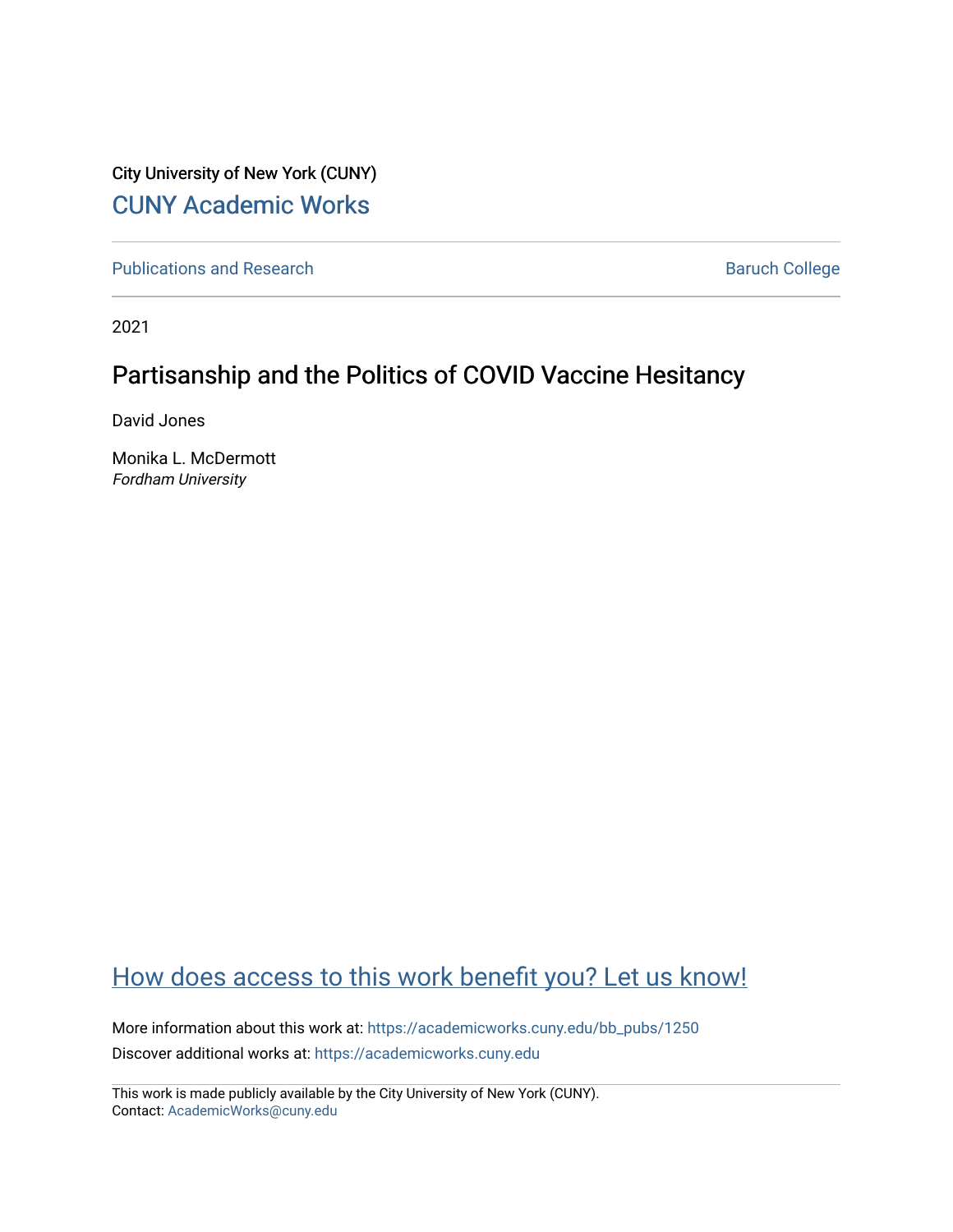City University of New York (CUNY)

CUNY Academic Works

Publications and Research

Baruch College

2021

# Partisanship and the Politics of COVID Vaccine Hesitancy

David Jones

Monika L. McDermott
*Fordham University*

How does access to this work benefit you? Let us know!

More information about this work at: https://academicworks.cuny.edu/bb_pubs/1250

Discover additional works at: https://academicworks.cuny.edu

This work is made publicly available by the City University of New York (CUNY).
Contact: AcademicWorks@cuny.edu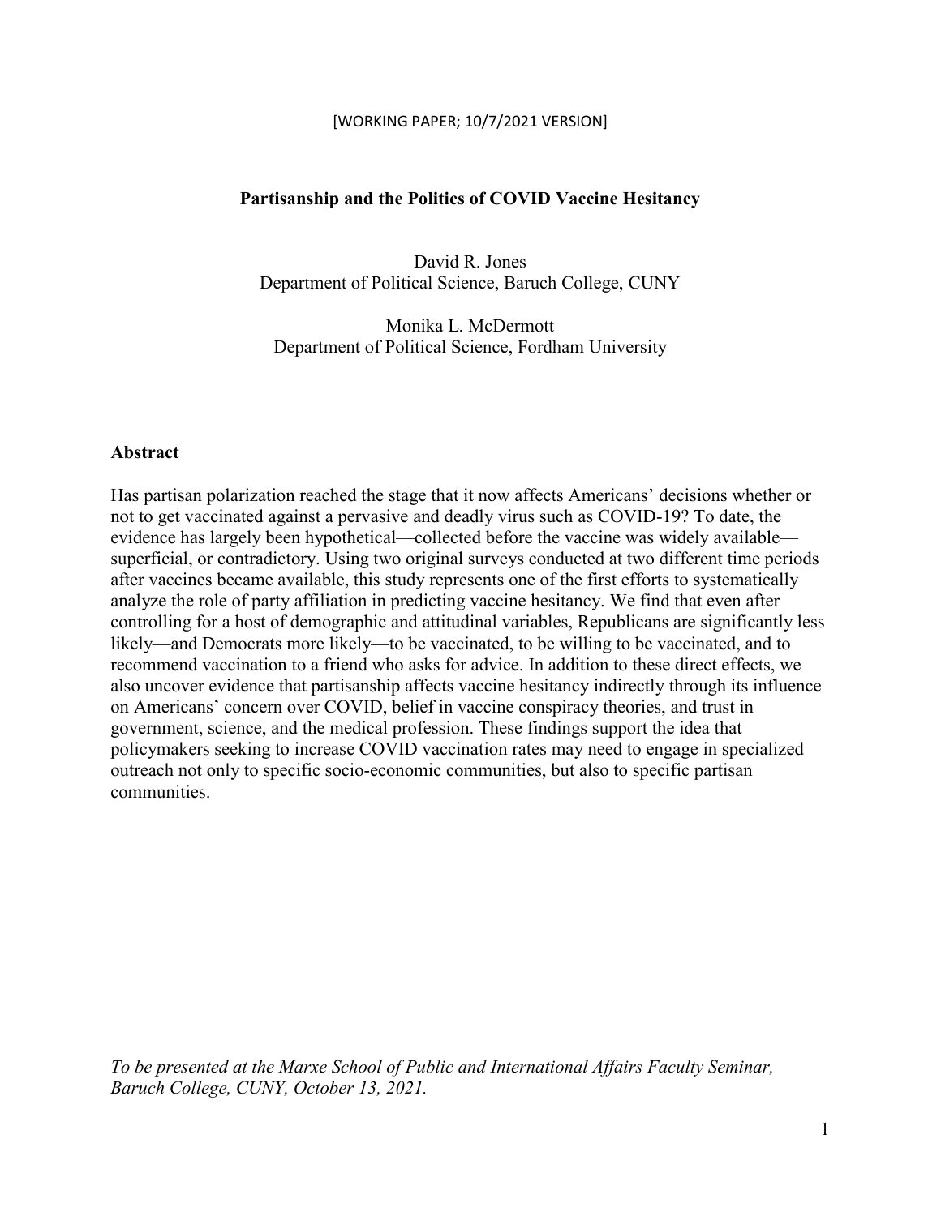[WORKING PAPER; 10/7/2021 VERSION]

# Partisanship and the Politics of COVID Vaccine Hesitancy

David R. Jones
Department of Political Science, Baruch College, CUNY

Monika L. McDermott
Department of Political Science, Fordham University

## Abstract

Has partisan polarization reached the stage that it now affects Americans' decisions whether or not to get vaccinated against a pervasive and deadly virus such as COVID-19? To date, the evidence has largely been hypothetical—collected before the vaccine was widely available—superficial, or contradictory. Using two original surveys conducted at two different time periods after vaccines became available, this study represents one of the first efforts to systematically analyze the role of party affiliation in predicting vaccine hesitancy. We find that even after controlling for a host of demographic and attitudinal variables, Republicans are significantly less likely—and Democrats more likely—to be vaccinated, to be willing to be vaccinated, and to recommend vaccination to a friend who asks for advice. In addition to these direct effects, we also uncover evidence that partisanship affects vaccine hesitancy indirectly through its influence on Americans' concern over COVID, belief in vaccine conspiracy theories, and trust in government, science, and the medical profession. These findings support the idea that policymakers seeking to increase COVID vaccination rates may need to engage in specialized outreach not only to specific socio-economic communities, but also to specific partisan communities.

*To be presented at the Marxe School of Public and International Affairs Faculty Seminar, Baruch College, CUNY, October 13, 2021.*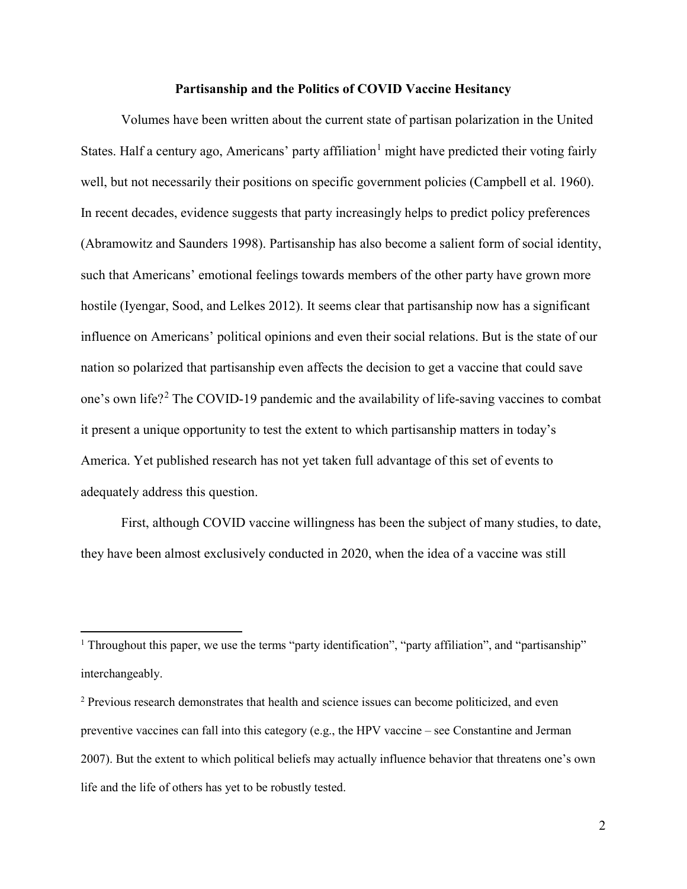**Partisanship and the Politics of COVID Vaccine Hesitancy**

Volumes have been written about the current state of partisan polarization in the United States. Half a century ago, Americans' party affiliation[1] might have predicted their voting fairly well, but not necessarily their positions on specific government policies (Campbell et al. 1960). In recent decades, evidence suggests that party increasingly helps to predict policy preferences (Abramowitz and Saunders 1998). Partisanship has also become a salient form of social identity, such that Americans' emotional feelings towards members of the other party have grown more hostile (Iyengar, Sood, and Lelkes 2012). It seems clear that partisanship now has a significant influence on Americans' political opinions and even their social relations. But is the state of our nation so polarized that partisanship even affects the decision to get a vaccine that could save one's own life?[2] The COVID-19 pandemic and the availability of life-saving vaccines to combat it present a unique opportunity to test the extent to which partisanship matters in today's America. Yet published research has not yet taken full advantage of this set of events to adequately address this question.

First, although COVID vaccine willingness has been the subject of many studies, to date, they have been almost exclusively conducted in 2020, when the idea of a vaccine was still

---

[1] Throughout this paper, we use the terms "party identification", "party affiliation", and "partisanship" interchangeably.

[2] Previous research demonstrates that health and science issues can become politicized, and even preventive vaccines can fall into this category (e.g., the HPV vaccine – see Constantine and Jerman 2007). But the extent to which political beliefs may actually influence behavior that threatens one's own life and the life of others has yet to be robustly tested.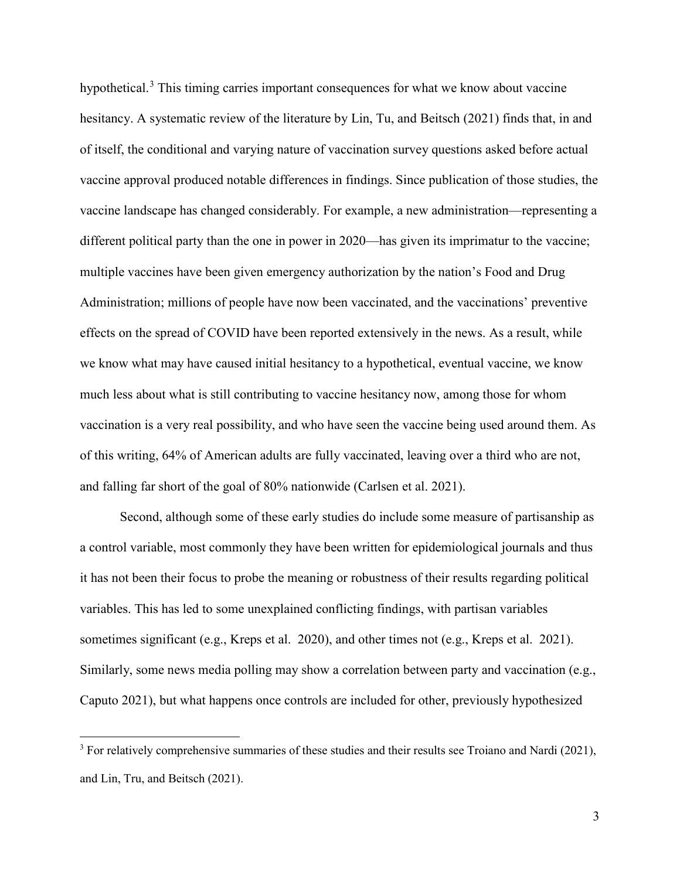hypothetical.[3] This timing carries important consequences for what we know about vaccine hesitancy. A systematic review of the literature by Lin, Tu, and Beitsch (2021) finds that, in and of itself, the conditional and varying nature of vaccination survey questions asked before actual vaccine approval produced notable differences in findings. Since publication of those studies, the vaccine landscape has changed considerably. For example, a new administration—representing a different political party than the one in power in 2020—has given its imprimatur to the vaccine; multiple vaccines have been given emergency authorization by the nation's Food and Drug Administration; millions of people have now been vaccinated, and the vaccinations' preventive effects on the spread of COVID have been reported extensively in the news. As a result, while we know what may have caused initial hesitancy to a hypothetical, eventual vaccine, we know much less about what is still contributing to vaccine hesitancy now, among those for whom vaccination is a very real possibility, and who have seen the vaccine being used around them. As of this writing, 64% of American adults are fully vaccinated, leaving over a third who are not, and falling far short of the goal of 80% nationwide (Carlsen et al. 2021).

Second, although some of these early studies do include some measure of partisanship as a control variable, most commonly they have been written for epidemiological journals and thus it has not been their focus to probe the meaning or robustness of their results regarding political variables. This has led to some unexplained conflicting findings, with partisan variables sometimes significant (e.g., Kreps et al. 2020), and other times not (e.g., Kreps et al. 2021). Similarly, some news media polling may show a correlation between party and vaccination (e.g., Caputo 2021), but what happens once controls are included for other, previously hypothesized

[3] For relatively comprehensive summaries of these studies and their results see Troiano and Nardi (2021), and Lin, Tru, and Beitsch (2021).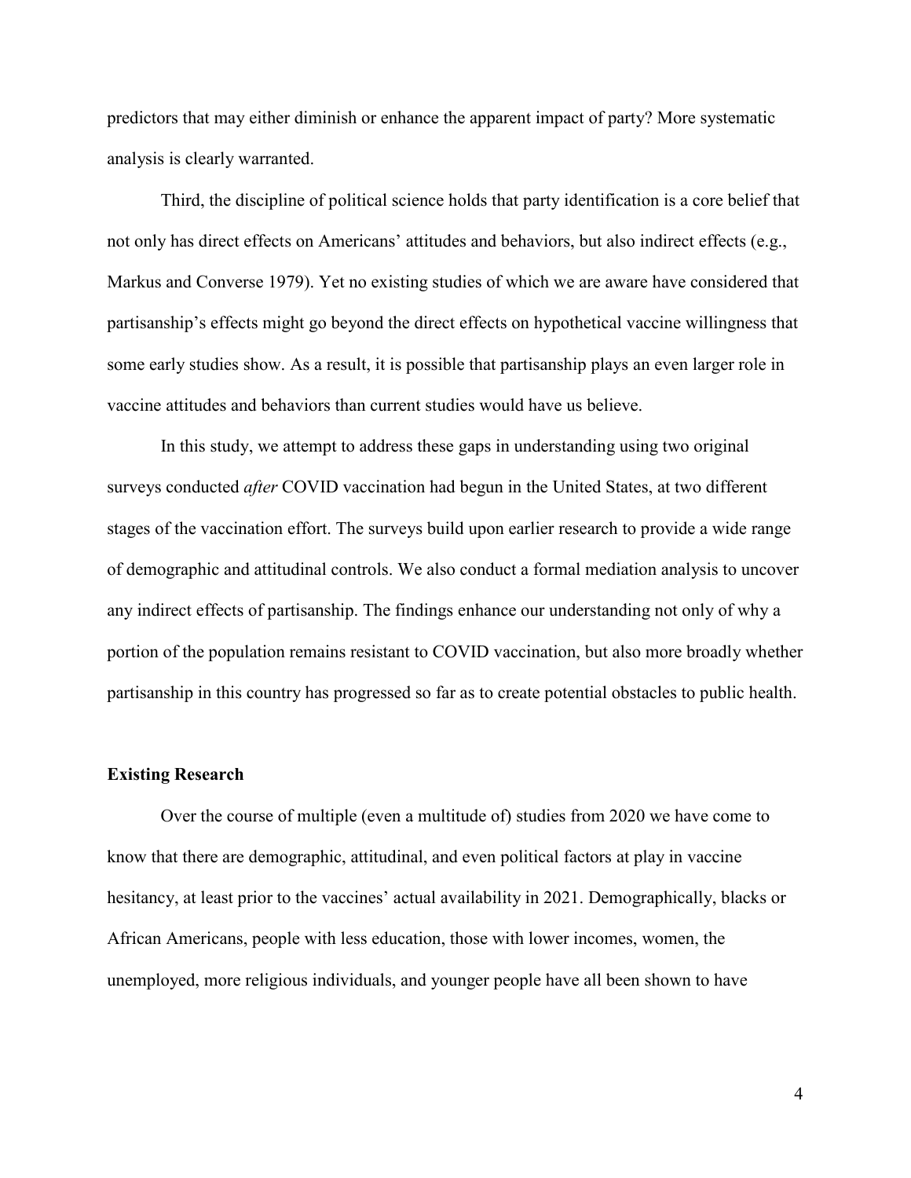predictors that may either diminish or enhance the apparent impact of party? More systematic analysis is clearly warranted.

Third, the discipline of political science holds that party identification is a core belief that not only has direct effects on Americans' attitudes and behaviors, but also indirect effects (e.g., Markus and Converse 1979). Yet no existing studies of which we are aware have considered that partisanship's effects might go beyond the direct effects on hypothetical vaccine willingness that some early studies show. As a result, it is possible that partisanship plays an even larger role in vaccine attitudes and behaviors than current studies would have us believe.

In this study, we attempt to address these gaps in understanding using two original surveys conducted *after* COVID vaccination had begun in the United States, at two different stages of the vaccination effort. The surveys build upon earlier research to provide a wide range of demographic and attitudinal controls. We also conduct a formal mediation analysis to uncover any indirect effects of partisanship. The findings enhance our understanding not only of why a portion of the population remains resistant to COVID vaccination, but also more broadly whether partisanship in this country has progressed so far as to create potential obstacles to public health.

## Existing Research

Over the course of multiple (even a multitude of) studies from 2020 we have come to know that there are demographic, attitudinal, and even political factors at play in vaccine hesitancy, at least prior to the vaccines' actual availability in 2021. Demographically, blacks or African Americans, people with less education, those with lower incomes, women, the unemployed, more religious individuals, and younger people have all been shown to have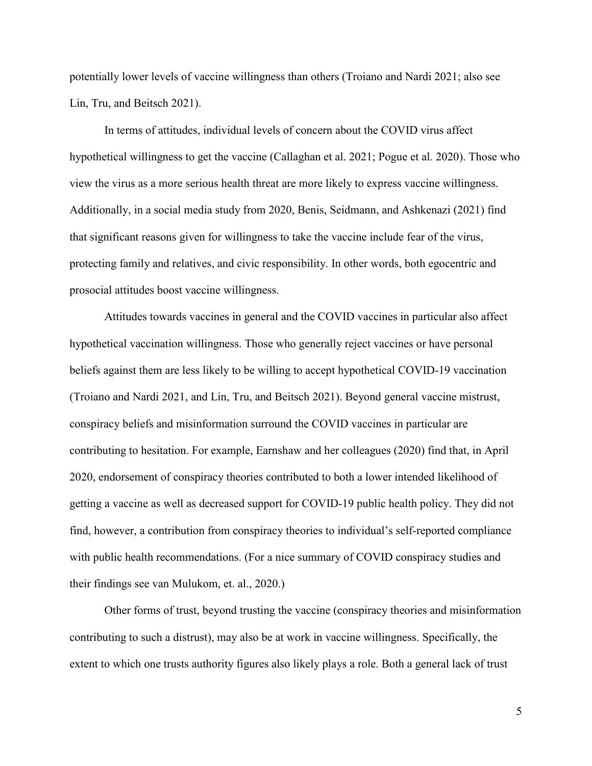potentially lower levels of vaccine willingness than others (Troiano and Nardi 2021; also see Lin, Tru, and Beitsch 2021).

In terms of attitudes, individual levels of concern about the COVID virus affect hypothetical willingness to get the vaccine (Callaghan et al. 2021; Pogue et al. 2020). Those who view the virus as a more serious health threat are more likely to express vaccine willingness. Additionally, in a social media study from 2020, Benis, Seidmann, and Ashkenazi (2021) find that significant reasons given for willingness to take the vaccine include fear of the virus, protecting family and relatives, and civic responsibility. In other words, both egocentric and prosocial attitudes boost vaccine willingness.

Attitudes towards vaccines in general and the COVID vaccines in particular also affect hypothetical vaccination willingness. Those who generally reject vaccines or have personal beliefs against them are less likely to be willing to accept hypothetical COVID-19 vaccination (Troiano and Nardi 2021, and Lin, Tru, and Beitsch 2021). Beyond general vaccine mistrust, conspiracy beliefs and misinformation surround the COVID vaccines in particular are contributing to hesitation. For example, Earnshaw and her colleagues (2020) find that, in April 2020, endorsement of conspiracy theories contributed to both a lower intended likelihood of getting a vaccine as well as decreased support for COVID-19 public health policy. They did not find, however, a contribution from conspiracy theories to individual's self-reported compliance with public health recommendations. (For a nice summary of COVID conspiracy studies and their findings see van Mulukom, et. al., 2020.)

Other forms of trust, beyond trusting the vaccine (conspiracy theories and misinformation contributing to such a distrust), may also be at work in vaccine willingness. Specifically, the extent to which one trusts authority figures also likely plays a role. Both a general lack of trust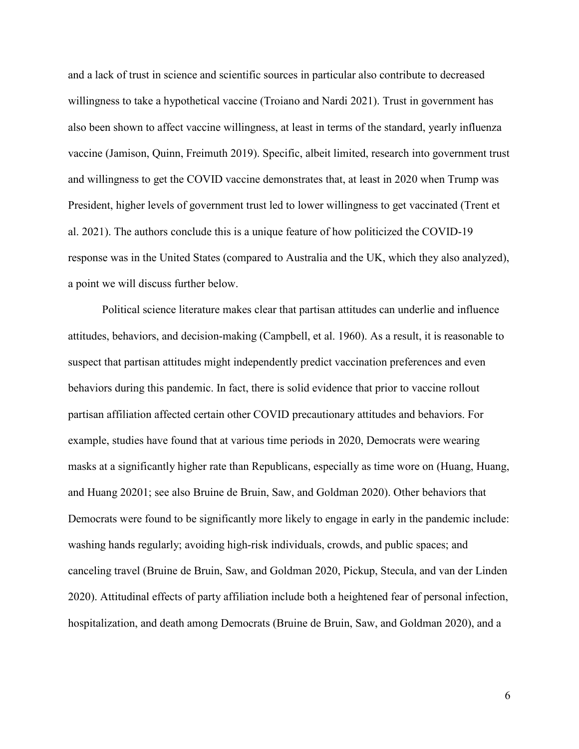and a lack of trust in science and scientific sources in particular also contribute to decreased willingness to take a hypothetical vaccine (Troiano and Nardi 2021). Trust in government has also been shown to affect vaccine willingness, at least in terms of the standard, yearly influenza vaccine (Jamison, Quinn, Freimuth 2019). Specific, albeit limited, research into government trust and willingness to get the COVID vaccine demonstrates that, at least in 2020 when Trump was President, higher levels of government trust led to lower willingness to get vaccinated (Trent et al. 2021). The authors conclude this is a unique feature of how politicized the COVID-19 response was in the United States (compared to Australia and the UK, which they also analyzed), a point we will discuss further below.

Political science literature makes clear that partisan attitudes can underlie and influence attitudes, behaviors, and decision-making (Campbell, et al. 1960). As a result, it is reasonable to suspect that partisan attitudes might independently predict vaccination preferences and even behaviors during this pandemic. In fact, there is solid evidence that prior to vaccine rollout partisan affiliation affected certain other COVID precautionary attitudes and behaviors. For example, studies have found that at various time periods in 2020, Democrats were wearing masks at a significantly higher rate than Republicans, especially as time wore on (Huang, Huang, and Huang 20201; see also Bruine de Bruin, Saw, and Goldman 2020). Other behaviors that Democrats were found to be significantly more likely to engage in early in the pandemic include: washing hands regularly; avoiding high-risk individuals, crowds, and public spaces; and canceling travel (Bruine de Bruin, Saw, and Goldman 2020, Pickup, Stecula, and van der Linden 2020). Attitudinal effects of party affiliation include both a heightened fear of personal infection, hospitalization, and death among Democrats (Bruine de Bruin, Saw, and Goldman 2020), and a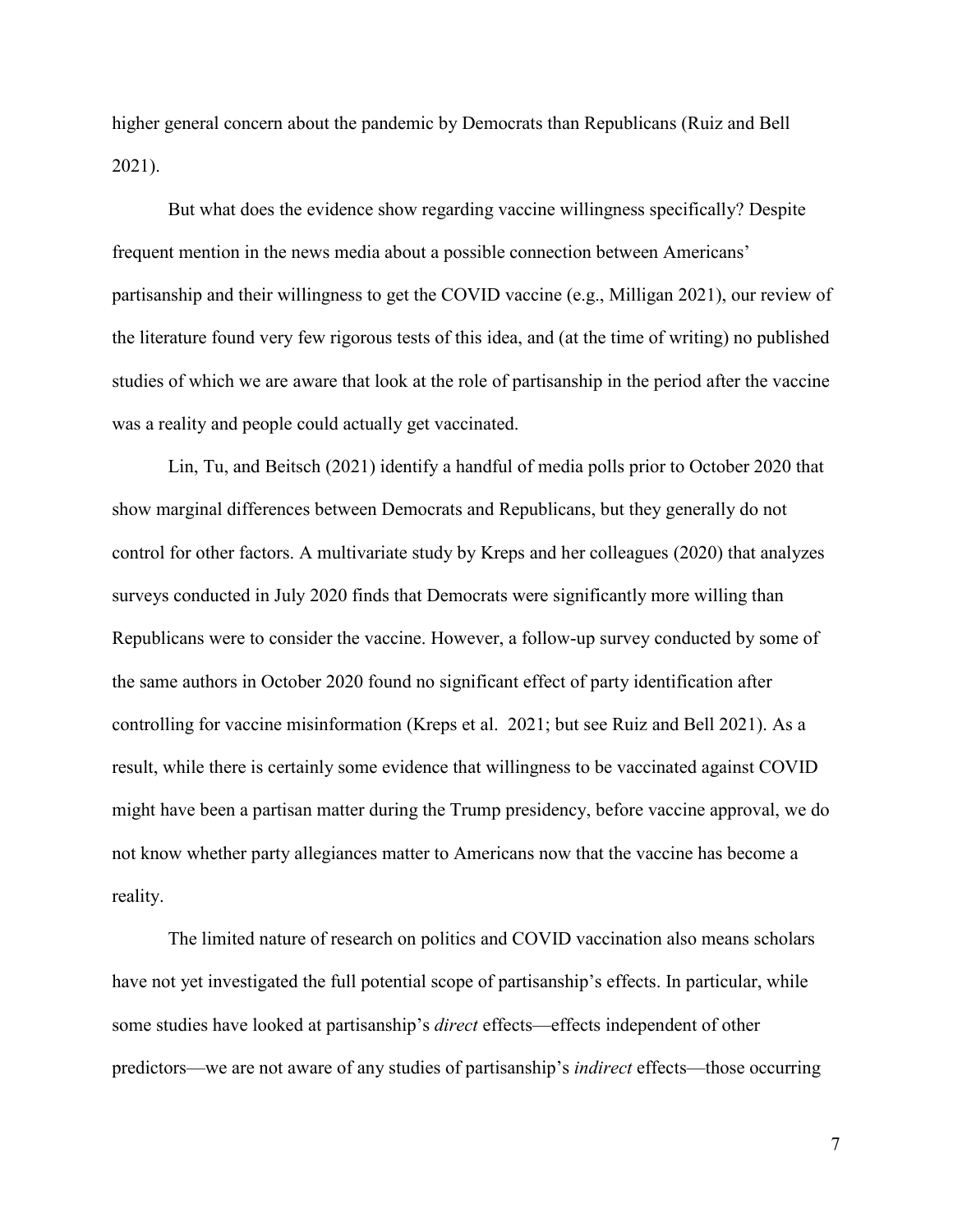higher general concern about the pandemic by Democrats than Republicans (Ruiz and Bell 2021).

But what does the evidence show regarding vaccine willingness specifically? Despite frequent mention in the news media about a possible connection between Americans' partisanship and their willingness to get the COVID vaccine (e.g., Milligan 2021), our review of the literature found very few rigorous tests of this idea, and (at the time of writing) no published studies of which we are aware that look at the role of partisanship in the period after the vaccine was a reality and people could actually get vaccinated.

Lin, Tu, and Beitsch (2021) identify a handful of media polls prior to October 2020 that show marginal differences between Democrats and Republicans, but they generally do not control for other factors. A multivariate study by Kreps and her colleagues (2020) that analyzes surveys conducted in July 2020 finds that Democrats were significantly more willing than Republicans were to consider the vaccine. However, a follow-up survey conducted by some of the same authors in October 2020 found no significant effect of party identification after controlling for vaccine misinformation (Kreps et al. 2021; but see Ruiz and Bell 2021). As a result, while there is certainly some evidence that willingness to be vaccinated against COVID might have been a partisan matter during the Trump presidency, before vaccine approval, we do not know whether party allegiances matter to Americans now that the vaccine has become a reality.

The limited nature of research on politics and COVID vaccination also means scholars have not yet investigated the full potential scope of partisanship's effects. In particular, while some studies have looked at partisanship's *direct* effects—effects independent of other predictors—we are not aware of any studies of partisanship's *indirect* effects—those occurring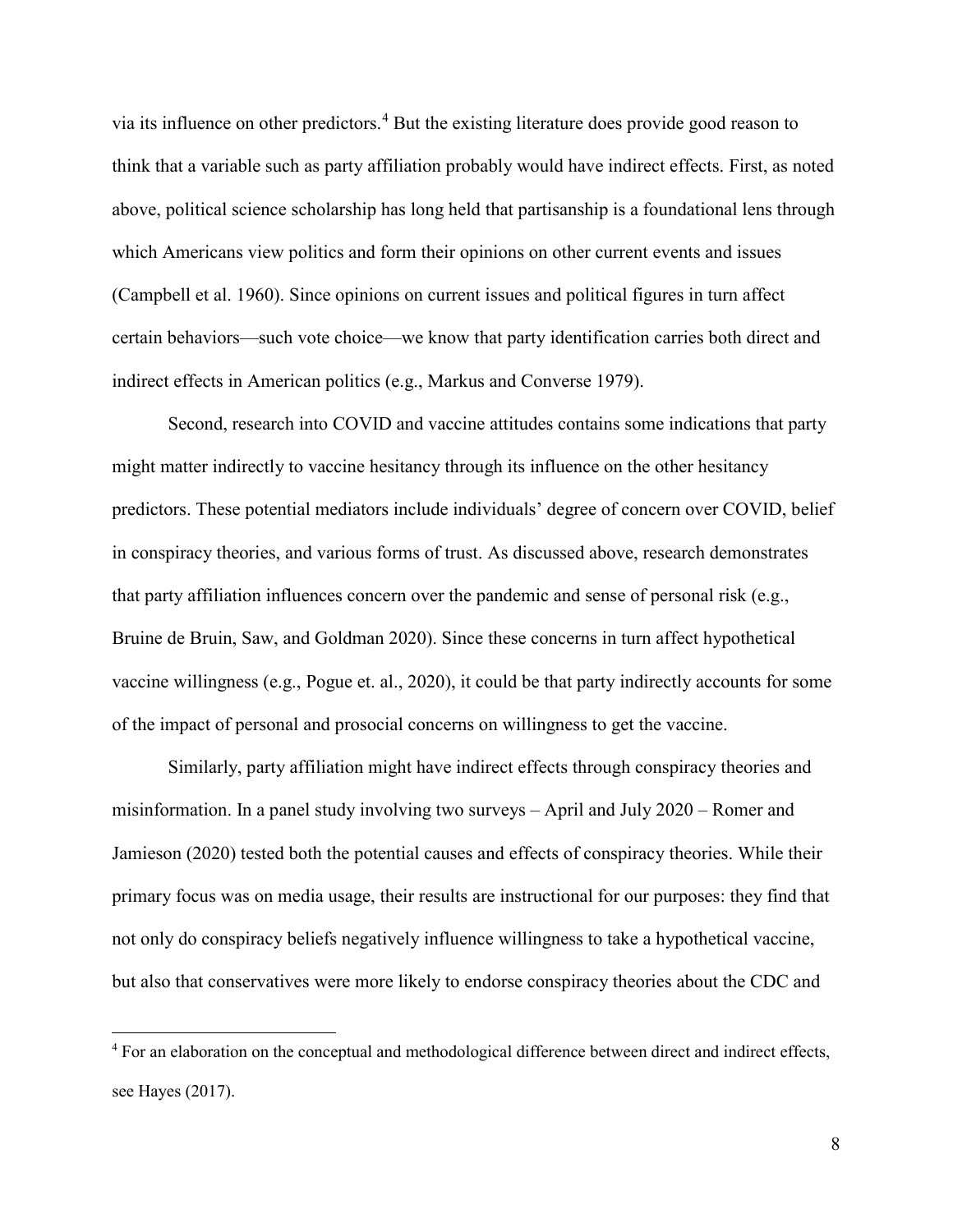via its influence on other predictors.[4] But the existing literature does provide good reason to think that a variable such as party affiliation probably would have indirect effects. First, as noted above, political science scholarship has long held that partisanship is a foundational lens through which Americans view politics and form their opinions on other current events and issues (Campbell et al. 1960). Since opinions on current issues and political figures in turn affect certain behaviors—such vote choice—we know that party identification carries both direct and indirect effects in American politics (e.g., Markus and Converse 1979).

Second, research into COVID and vaccine attitudes contains some indications that party might matter indirectly to vaccine hesitancy through its influence on the other hesitancy predictors. These potential mediators include individuals' degree of concern over COVID, belief in conspiracy theories, and various forms of trust. As discussed above, research demonstrates that party affiliation influences concern over the pandemic and sense of personal risk (e.g., Bruine de Bruin, Saw, and Goldman 2020). Since these concerns in turn affect hypothetical vaccine willingness (e.g., Pogue et. al., 2020), it could be that party indirectly accounts for some of the impact of personal and prosocial concerns on willingness to get the vaccine.

Similarly, party affiliation might have indirect effects through conspiracy theories and misinformation. In a panel study involving two surveys – April and July 2020 – Romer and Jamieson (2020) tested both the potential causes and effects of conspiracy theories. While their primary focus was on media usage, their results are instructional for our purposes: they find that not only do conspiracy beliefs negatively influence willingness to take a hypothetical vaccine, but also that conservatives were more likely to endorse conspiracy theories about the CDC and

[4] For an elaboration on the conceptual and methodological difference between direct and indirect effects, see Hayes (2017).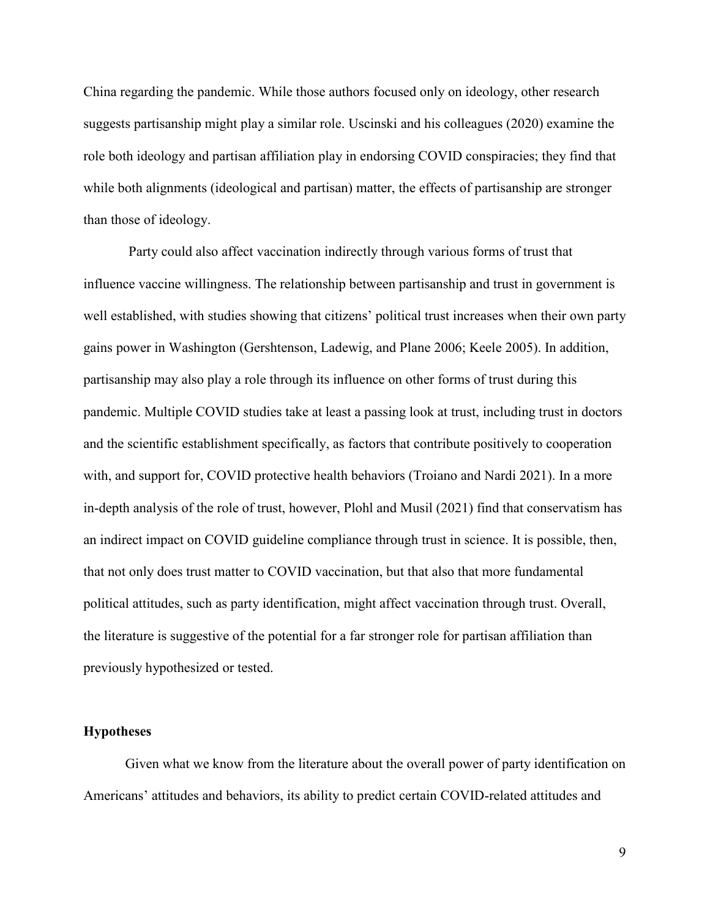China regarding the pandemic. While those authors focused only on ideology, other research suggests partisanship might play a similar role. Uscinski and his colleagues (2020) examine the role both ideology and partisan affiliation play in endorsing COVID conspiracies; they find that while both alignments (ideological and partisan) matter, the effects of partisanship are stronger than those of ideology.

Party could also affect vaccination indirectly through various forms of trust that influence vaccine willingness. The relationship between partisanship and trust in government is well established, with studies showing that citizens' political trust increases when their own party gains power in Washington (Gershtenson, Ladewig, and Plane 2006; Keele 2005). In addition, partisanship may also play a role through its influence on other forms of trust during this pandemic. Multiple COVID studies take at least a passing look at trust, including trust in doctors and the scientific establishment specifically, as factors that contribute positively to cooperation with, and support for, COVID protective health behaviors (Troiano and Nardi 2021). In a more in-depth analysis of the role of trust, however, Plohl and Musil (2021) find that conservatism has an indirect impact on COVID guideline compliance through trust in science. It is possible, then, that not only does trust matter to COVID vaccination, but that also that more fundamental political attitudes, such as party identification, might affect vaccination through trust. Overall, the literature is suggestive of the potential for a far stronger role for partisan affiliation than previously hypothesized or tested.

## Hypotheses

Given what we know from the literature about the overall power of party identification on Americans' attitudes and behaviors, its ability to predict certain COVID-related attitudes and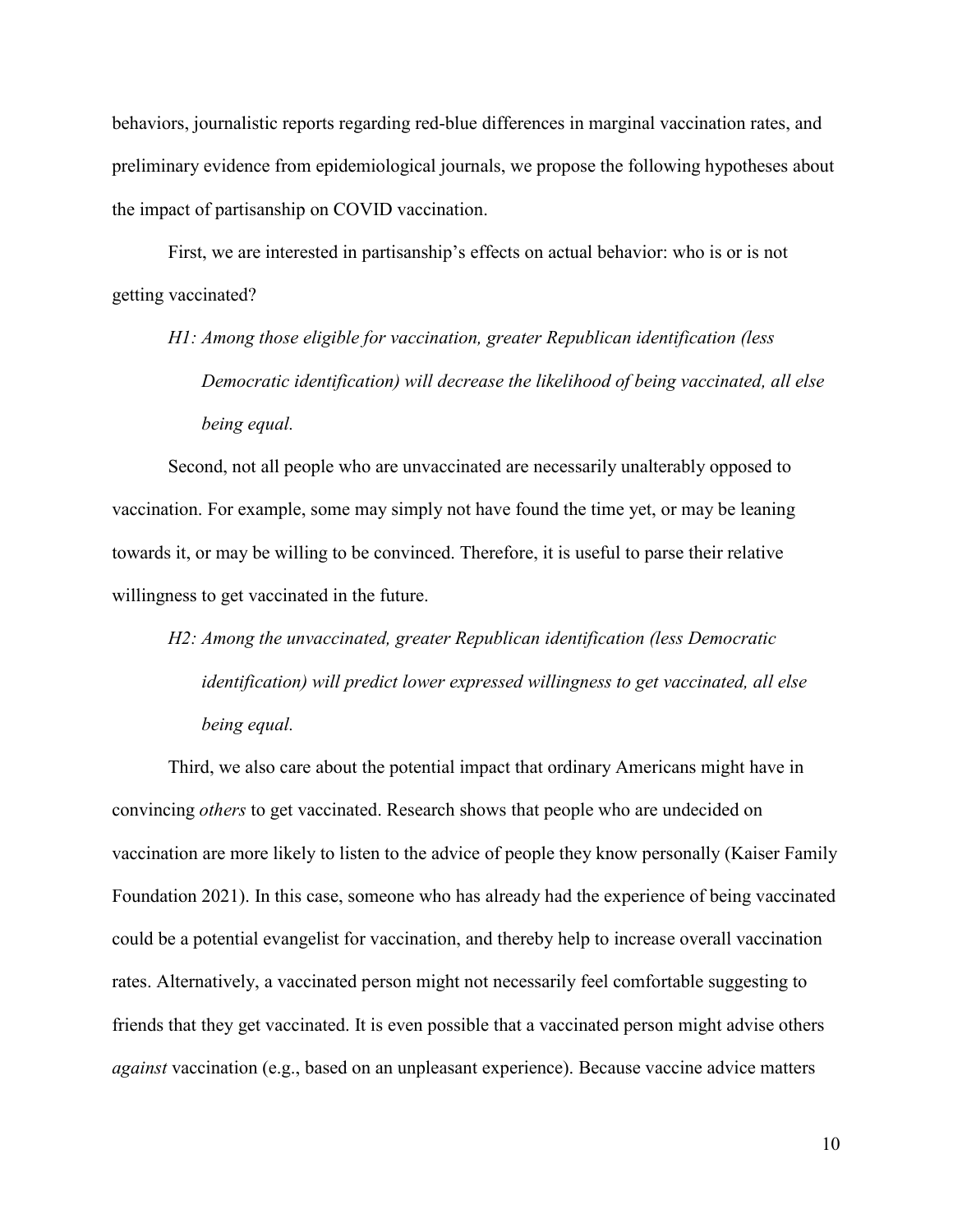behaviors, journalistic reports regarding red-blue differences in marginal vaccination rates, and preliminary evidence from epidemiological journals, we propose the following hypotheses about the impact of partisanship on COVID vaccination.

First, we are interested in partisanship's effects on actual behavior: who is or is not getting vaccinated?

> *H1: Among those eligible for vaccination, greater Republican identification (less Democratic identification) will decrease the likelihood of being vaccinated, all else being equal.*

Second, not all people who are unvaccinated are necessarily unalterably opposed to vaccination. For example, some may simply not have found the time yet, or may be leaning towards it, or may be willing to be convinced. Therefore, it is useful to parse their relative willingness to get vaccinated in the future.

> *H2: Among the unvaccinated, greater Republican identification (less Democratic identification) will predict lower expressed willingness to get vaccinated, all else being equal.*

Third, we also care about the potential impact that ordinary Americans might have in convincing *others* to get vaccinated. Research shows that people who are undecided on vaccination are more likely to listen to the advice of people they know personally (Kaiser Family Foundation 2021). In this case, someone who has already had the experience of being vaccinated could be a potential evangelist for vaccination, and thereby help to increase overall vaccination rates. Alternatively, a vaccinated person might not necessarily feel comfortable suggesting to friends that they get vaccinated. It is even possible that a vaccinated person might advise others *against* vaccination (e.g., based on an unpleasant experience). Because vaccine advice matters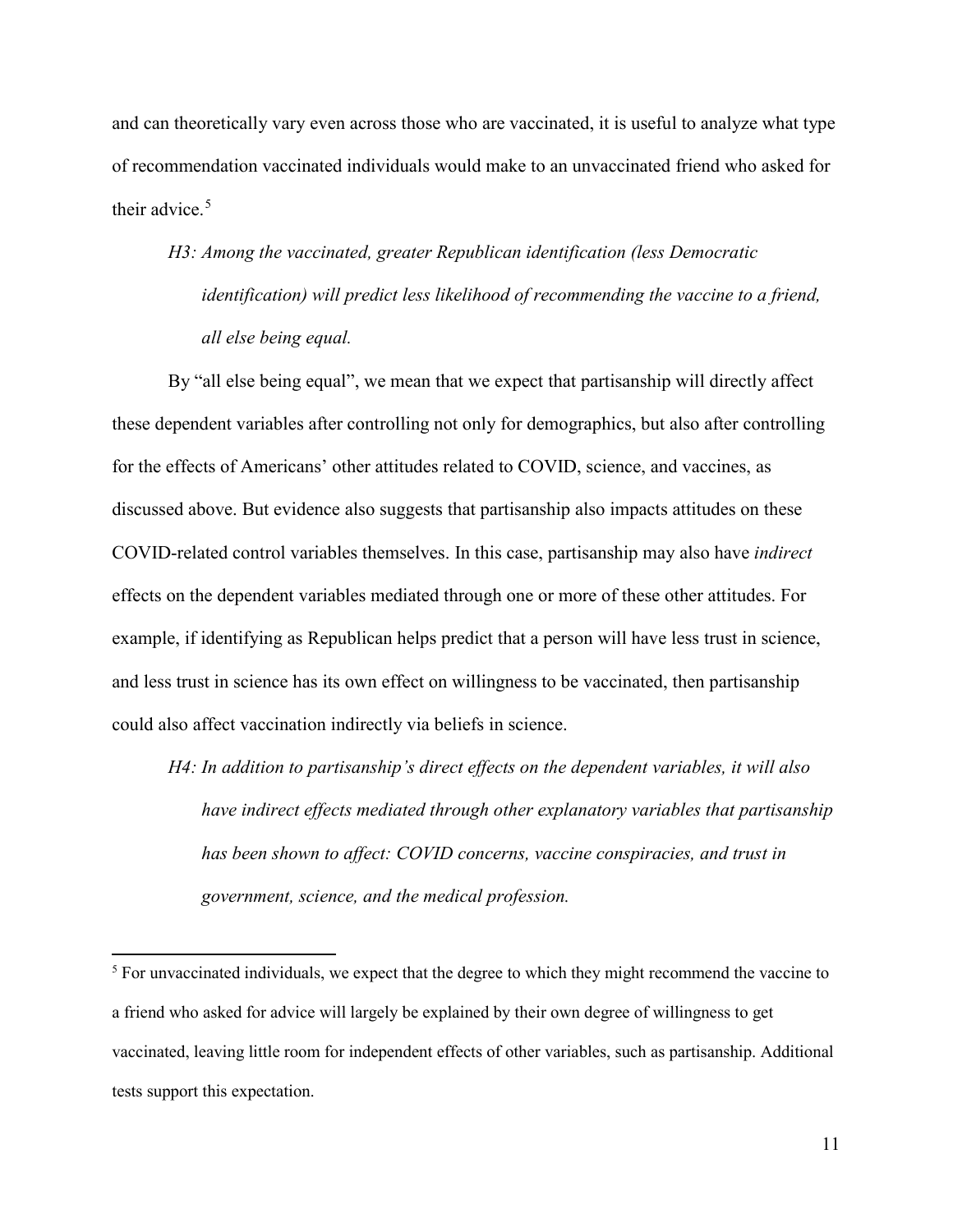and can theoretically vary even across those who are vaccinated, it is useful to analyze what type of recommendation vaccinated individuals would make to an unvaccinated friend who asked for their advice.[5]

*H3: Among the vaccinated, greater Republican identification (less Democratic identification) will predict less likelihood of recommending the vaccine to a friend, all else being equal.*

By "all else being equal", we mean that we expect that partisanship will directly affect these dependent variables after controlling not only for demographics, but also after controlling for the effects of Americans' other attitudes related to COVID, science, and vaccines, as discussed above. But evidence also suggests that partisanship also impacts attitudes on these COVID-related control variables themselves. In this case, partisanship may also have *indirect* effects on the dependent variables mediated through one or more of these other attitudes. For example, if identifying as Republican helps predict that a person will have less trust in science, and less trust in science has its own effect on willingness to be vaccinated, then partisanship could also affect vaccination indirectly via beliefs in science.

*H4: In addition to partisanship's direct effects on the dependent variables, it will also have indirect effects mediated through other explanatory variables that partisanship has been shown to affect: COVID concerns, vaccine conspiracies, and trust in government, science, and the medical profession.*

---

[5] For unvaccinated individuals, we expect that the degree to which they might recommend the vaccine to a friend who asked for advice will largely be explained by their own degree of willingness to get vaccinated, leaving little room for independent effects of other variables, such as partisanship. Additional tests support this expectation.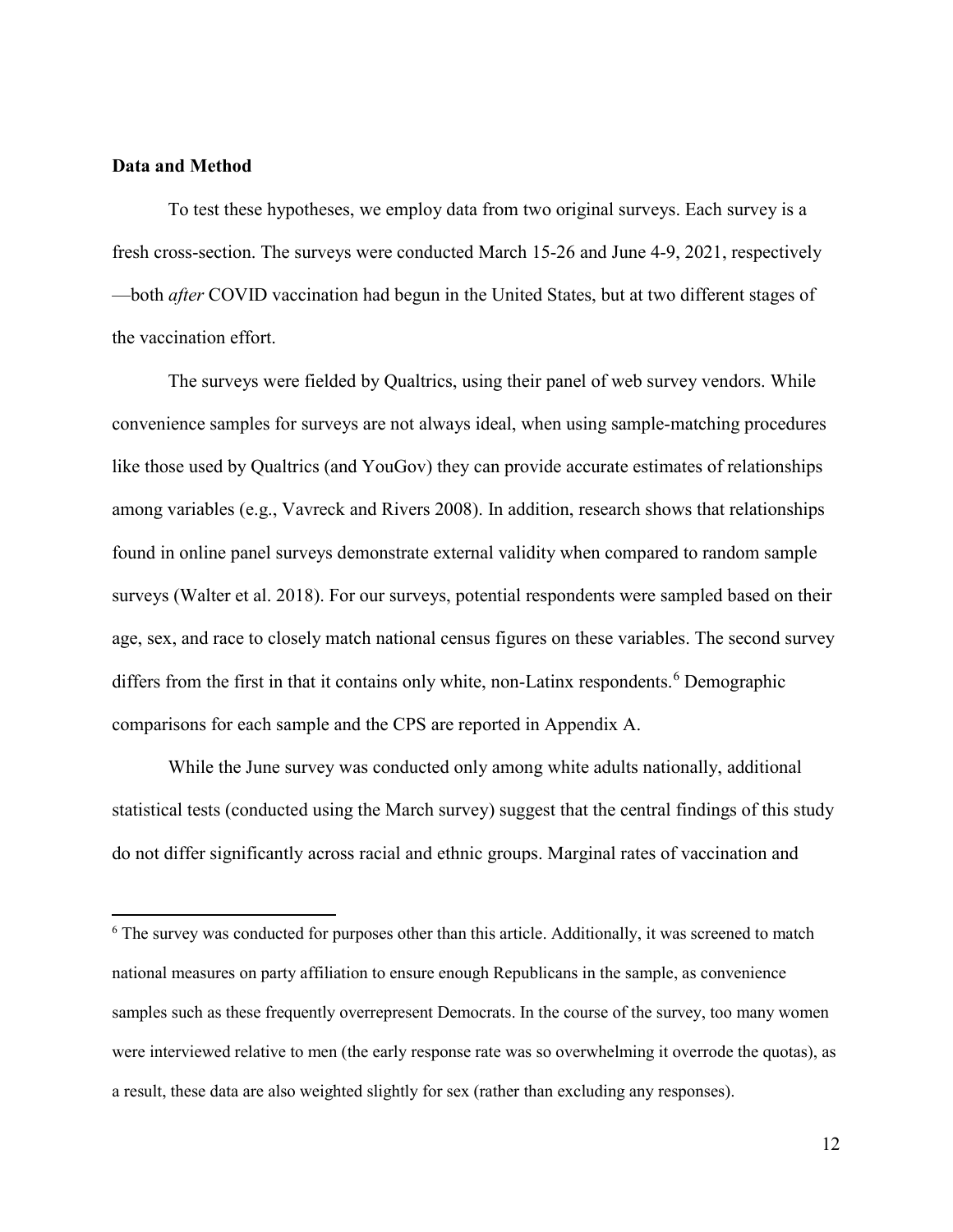## Data and Method

To test these hypotheses, we employ data from two original surveys. Each survey is a fresh cross-section. The surveys were conducted March 15-26 and June 4-9, 2021, respectively —both *after* COVID vaccination had begun in the United States, but at two different stages of the vaccination effort.

The surveys were fielded by Qualtrics, using their panel of web survey vendors. While convenience samples for surveys are not always ideal, when using sample-matching procedures like those used by Qualtrics (and YouGov) they can provide accurate estimates of relationships among variables (e.g., Vavreck and Rivers 2008). In addition, research shows that relationships found in online panel surveys demonstrate external validity when compared to random sample surveys (Walter et al. 2018). For our surveys, potential respondents were sampled based on their age, sex, and race to closely match national census figures on these variables. The second survey differs from the first in that it contains only white, non-Latinx respondents.[6] Demographic comparisons for each sample and the CPS are reported in Appendix A.

While the June survey was conducted only among white adults nationally, additional statistical tests (conducted using the March survey) suggest that the central findings of this study do not differ significantly across racial and ethnic groups. Marginal rates of vaccination and

---

[6] The survey was conducted for purposes other than this article. Additionally, it was screened to match national measures on party affiliation to ensure enough Republicans in the sample, as convenience samples such as these frequently overrepresent Democrats. In the course of the survey, too many women were interviewed relative to men (the early response rate was so overwhelming it overrode the quotas), as a result, these data are also weighted slightly for sex (rather than excluding any responses).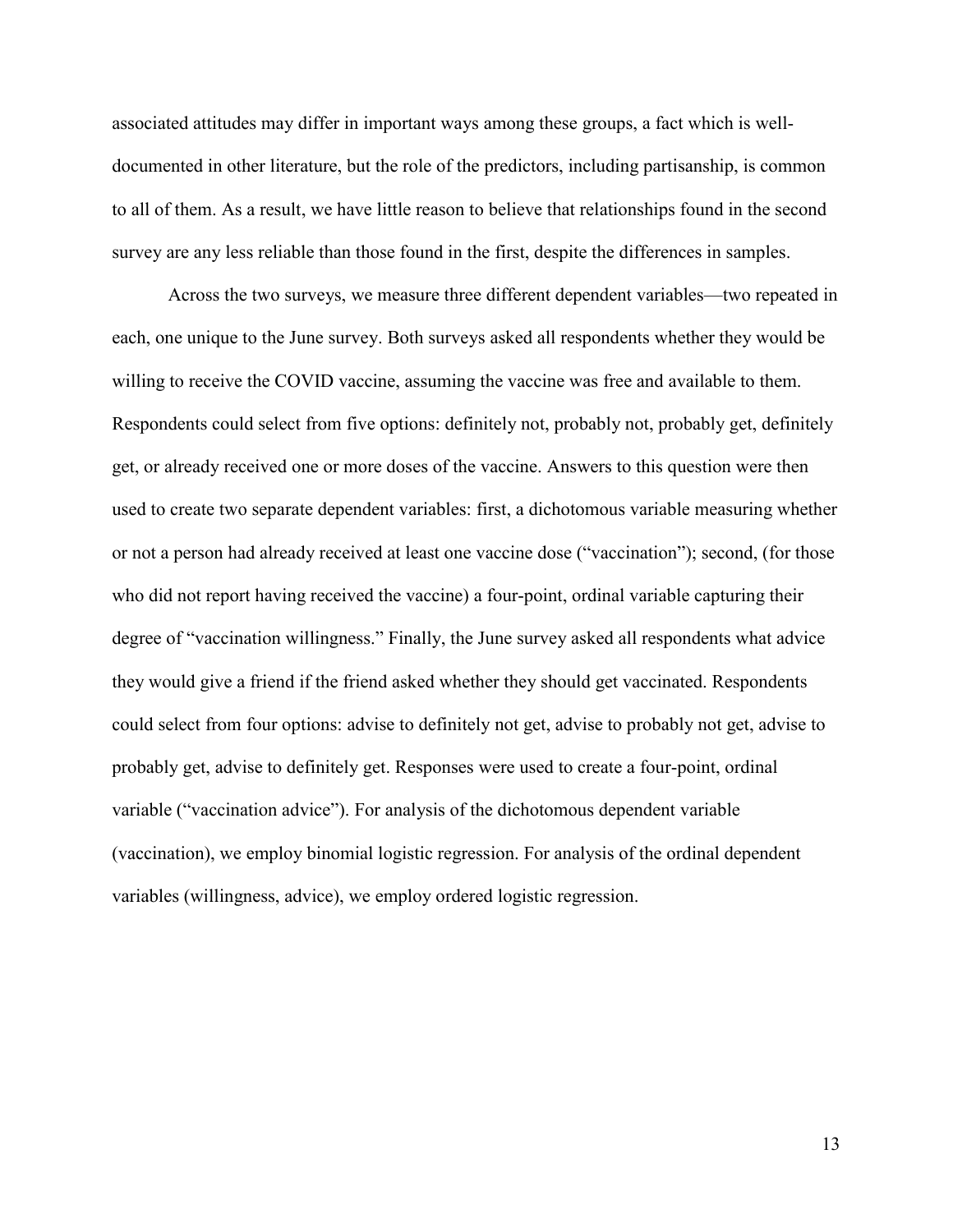associated attitudes may differ in important ways among these groups, a fact which is well-documented in other literature, but the role of the predictors, including partisanship, is common to all of them. As a result, we have little reason to believe that relationships found in the second survey are any less reliable than those found in the first, despite the differences in samples.

Across the two surveys, we measure three different dependent variables—two repeated in each, one unique to the June survey. Both surveys asked all respondents whether they would be willing to receive the COVID vaccine, assuming the vaccine was free and available to them. Respondents could select from five options: definitely not, probably not, probably get, definitely get, or already received one or more doses of the vaccine. Answers to this question were then used to create two separate dependent variables: first, a dichotomous variable measuring whether or not a person had already received at least one vaccine dose ("vaccination"); second, (for those who did not report having received the vaccine) a four-point, ordinal variable capturing their degree of "vaccination willingness." Finally, the June survey asked all respondents what advice they would give a friend if the friend asked whether they should get vaccinated. Respondents could select from four options: advise to definitely not get, advise to probably not get, advise to probably get, advise to definitely get. Responses were used to create a four-point, ordinal variable ("vaccination advice"). For analysis of the dichotomous dependent variable (vaccination), we employ binomial logistic regression. For analysis of the ordinal dependent variables (willingness, advice), we employ ordered logistic regression.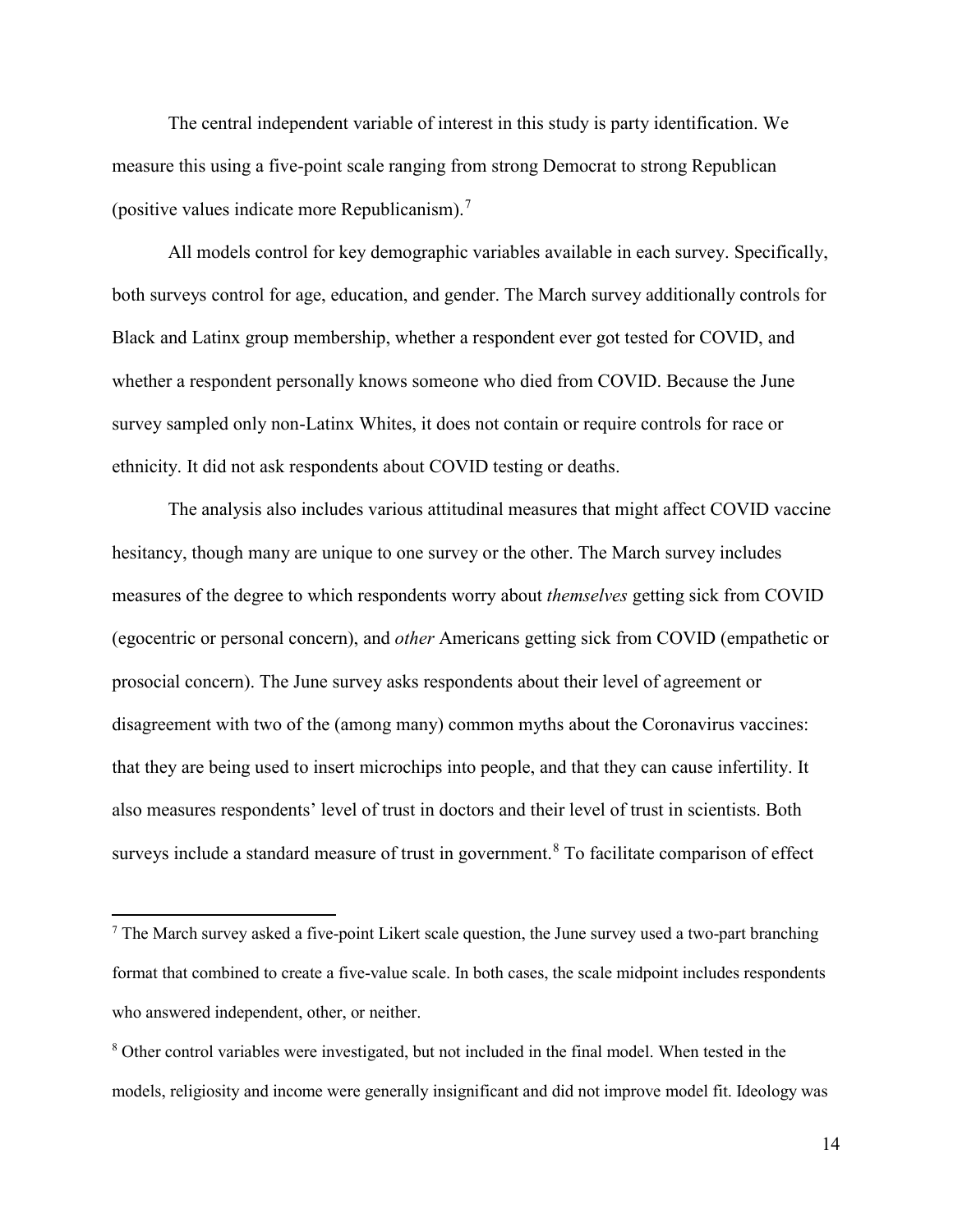The central independent variable of interest in this study is party identification. We measure this using a five-point scale ranging from strong Democrat to strong Republican (positive values indicate more Republicanism).[7]

All models control for key demographic variables available in each survey. Specifically, both surveys control for age, education, and gender. The March survey additionally controls for Black and Latinx group membership, whether a respondent ever got tested for COVID, and whether a respondent personally knows someone who died from COVID. Because the June survey sampled only non-Latinx Whites, it does not contain or require controls for race or ethnicity. It did not ask respondents about COVID testing or deaths.

The analysis also includes various attitudinal measures that might affect COVID vaccine hesitancy, though many are unique to one survey or the other. The March survey includes measures of the degree to which respondents worry about *themselves* getting sick from COVID (egocentric or personal concern), and *other* Americans getting sick from COVID (empathetic or prosocial concern). The June survey asks respondents about their level of agreement or disagreement with two of the (among many) common myths about the Coronavirus vaccines: that they are being used to insert microchips into people, and that they can cause infertility. It also measures respondents' level of trust in doctors and their level of trust in scientists. Both surveys include a standard measure of trust in government.[8] To facilitate comparison of effect

---

[7] The March survey asked a five-point Likert scale question, the June survey used a two-part branching format that combined to create a five-value scale. In both cases, the scale midpoint includes respondents who answered independent, other, or neither.

[8] Other control variables were investigated, but not included in the final model. When tested in the models, religiosity and income were generally insignificant and did not improve model fit. Ideology was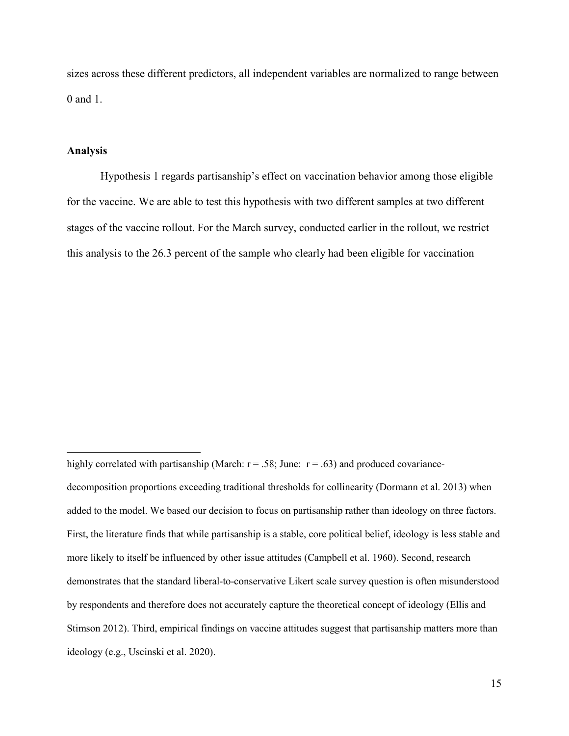sizes across these different predictors, all independent variables are normalized to range between 0 and 1.

## Analysis

Hypothesis 1 regards partisanship's effect on vaccination behavior among those eligible for the vaccine. We are able to test this hypothesis with two different samples at two different stages of the vaccine rollout. For the March survey, conducted earlier in the rollout, we restrict this analysis to the 26.3 percent of the sample who clearly had been eligible for vaccination

---

highly correlated with partisanship (March: $r = .58$; June: $r = .63$) and produced covariance-decomposition proportions exceeding traditional thresholds for collinearity (Dormann et al. 2013) when added to the model. We based our decision to focus on partisanship rather than ideology on three factors. First, the literature finds that while partisanship is a stable, core political belief, ideology is less stable and more likely to itself be influenced by other issue attitudes (Campbell et al. 1960). Second, research demonstrates that the standard liberal-to-conservative Likert scale survey question is often misunderstood by respondents and therefore does not accurately capture the theoretical concept of ideology (Ellis and Stimson 2012). Third, empirical findings on vaccine attitudes suggest that partisanship matters more than ideology (e.g., Uscinski et al. 2020).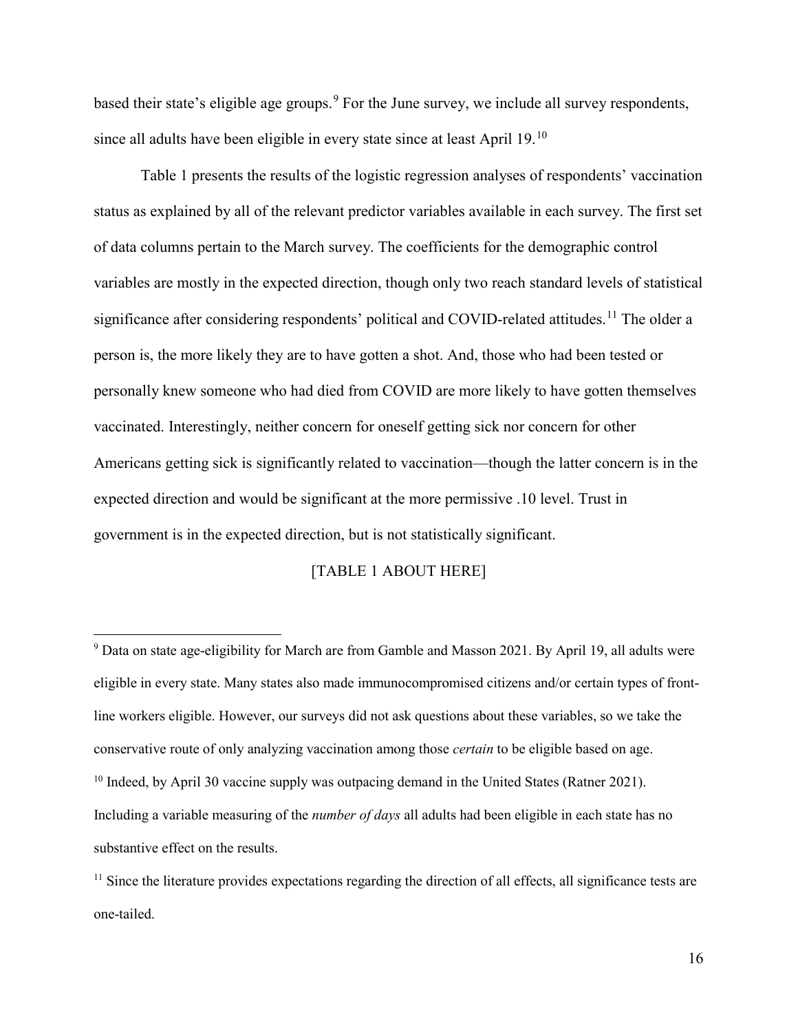based their state's eligible age groups.[9] For the June survey, we include all survey respondents, since all adults have been eligible in every state since at least April 19.[10]

Table 1 presents the results of the logistic regression analyses of respondents' vaccination status as explained by all of the relevant predictor variables available in each survey. The first set of data columns pertain to the March survey. The coefficients for the demographic control variables are mostly in the expected direction, though only two reach standard levels of statistical significance after considering respondents' political and COVID-related attitudes.[11] The older a person is, the more likely they are to have gotten a shot. And, those who had been tested or personally knew someone who had died from COVID are more likely to have gotten themselves vaccinated. Interestingly, neither concern for oneself getting sick nor concern for other Americans getting sick is significantly related to vaccination—though the latter concern is in the expected direction and would be significant at the more permissive .10 level. Trust in government is in the expected direction, but is not statistically significant.

[TABLE 1 ABOUT HERE]

---

[9] Data on state age-eligibility for March are from Gamble and Masson 2021. By April 19, all adults were eligible in every state. Many states also made immunocompromised citizens and/or certain types of front-line workers eligible. However, our surveys did not ask questions about these variables, so we take the conservative route of only analyzing vaccination among those *certain* to be eligible based on age.

[10] Indeed, by April 30 vaccine supply was outpacing demand in the United States (Ratner 2021). Including a variable measuring of the *number of days* all adults had been eligible in each state has no substantive effect on the results.

[11] Since the literature provides expectations regarding the direction of all effects, all significance tests are one-tailed.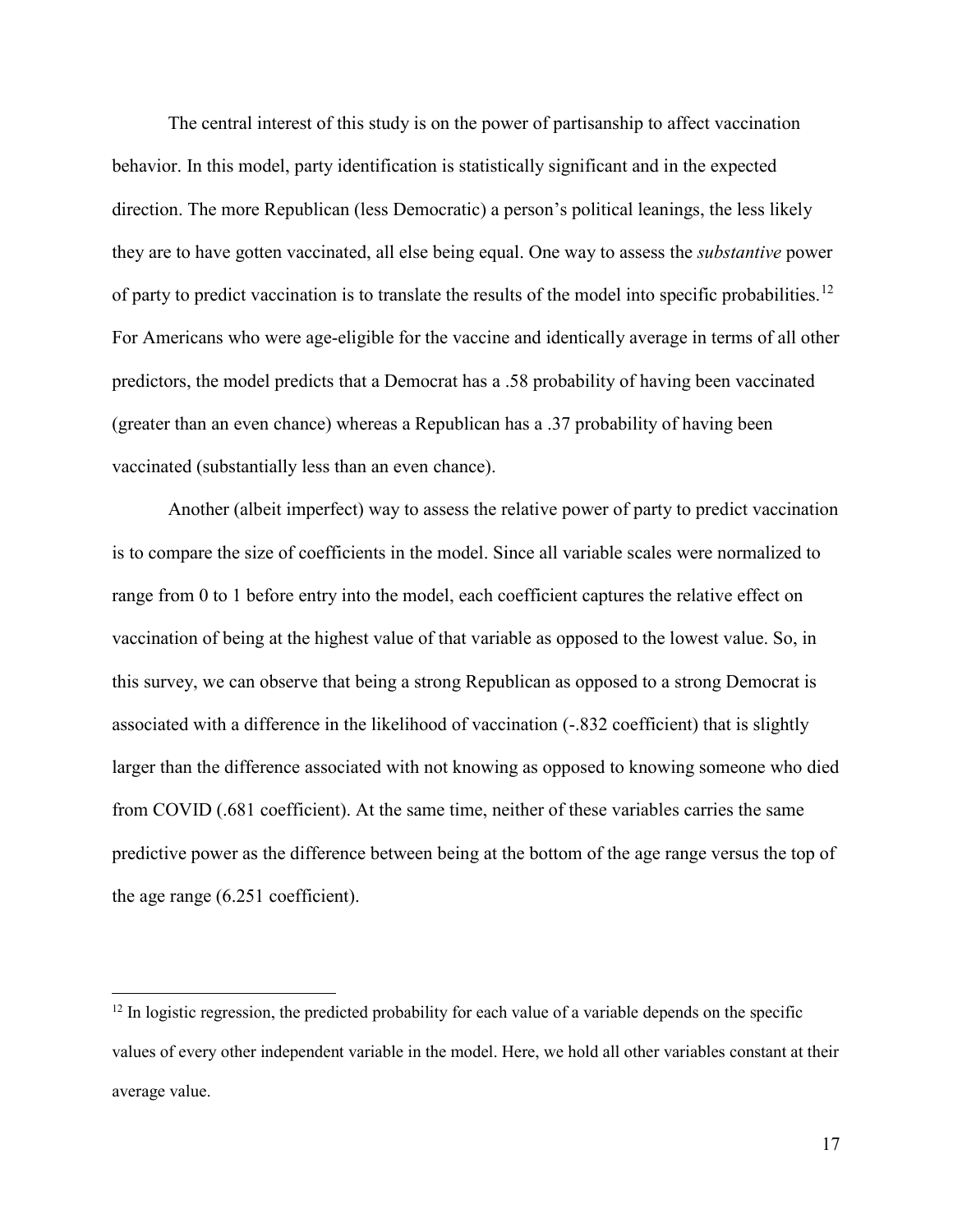The central interest of this study is on the power of partisanship to affect vaccination behavior. In this model, party identification is statistically significant and in the expected direction. The more Republican (less Democratic) a person's political leanings, the less likely they are to have gotten vaccinated, all else being equal. One way to assess the *substantive* power of party to predict vaccination is to translate the results of the model into specific probabilities.[12] For Americans who were age-eligible for the vaccine and identically average in terms of all other predictors, the model predicts that a Democrat has a .58 probability of having been vaccinated (greater than an even chance) whereas a Republican has a .37 probability of having been vaccinated (substantially less than an even chance).

Another (albeit imperfect) way to assess the relative power of party to predict vaccination is to compare the size of coefficients in the model. Since all variable scales were normalized to range from 0 to 1 before entry into the model, each coefficient captures the relative effect on vaccination of being at the highest value of that variable as opposed to the lowest value. So, in this survey, we can observe that being a strong Republican as opposed to a strong Democrat is associated with a difference in the likelihood of vaccination (-.832 coefficient) that is slightly larger than the difference associated with not knowing as opposed to knowing someone who died from COVID (.681 coefficient). At the same time, neither of these variables carries the same predictive power as the difference between being at the bottom of the age range versus the top of the age range (6.251 coefficient).

[12] In logistic regression, the predicted probability for each value of a variable depends on the specific values of every other independent variable in the model. Here, we hold all other variables constant at their average value.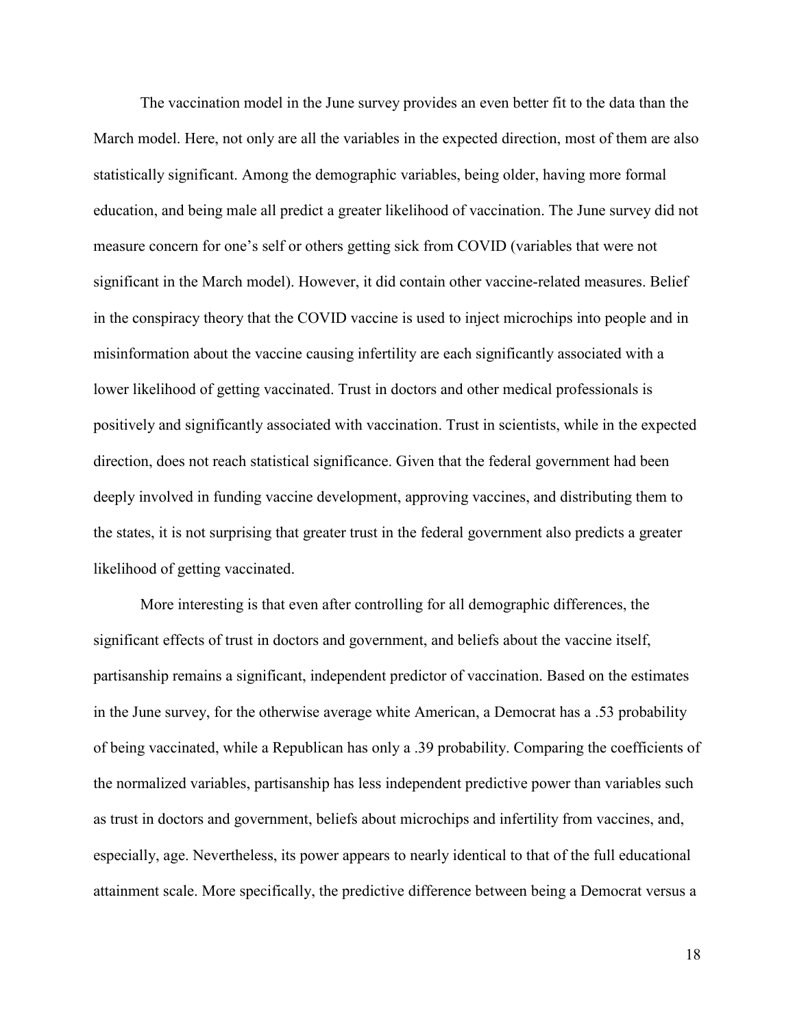The vaccination model in the June survey provides an even better fit to the data than the March model. Here, not only are all the variables in the expected direction, most of them are also statistically significant. Among the demographic variables, being older, having more formal education, and being male all predict a greater likelihood of vaccination. The June survey did not measure concern for one's self or others getting sick from COVID (variables that were not significant in the March model). However, it did contain other vaccine-related measures. Belief in the conspiracy theory that the COVID vaccine is used to inject microchips into people and in misinformation about the vaccine causing infertility are each significantly associated with a lower likelihood of getting vaccinated. Trust in doctors and other medical professionals is positively and significantly associated with vaccination. Trust in scientists, while in the expected direction, does not reach statistical significance. Given that the federal government had been deeply involved in funding vaccine development, approving vaccines, and distributing them to the states, it is not surprising that greater trust in the federal government also predicts a greater likelihood of getting vaccinated.

More interesting is that even after controlling for all demographic differences, the significant effects of trust in doctors and government, and beliefs about the vaccine itself, partisanship remains a significant, independent predictor of vaccination. Based on the estimates in the June survey, for the otherwise average white American, a Democrat has a .53 probability of being vaccinated, while a Republican has only a .39 probability. Comparing the coefficients of the normalized variables, partisanship has less independent predictive power than variables such as trust in doctors and government, beliefs about microchips and infertility from vaccines, and, especially, age. Nevertheless, its power appears to nearly identical to that of the full educational attainment scale. More specifically, the predictive difference between being a Democrat versus a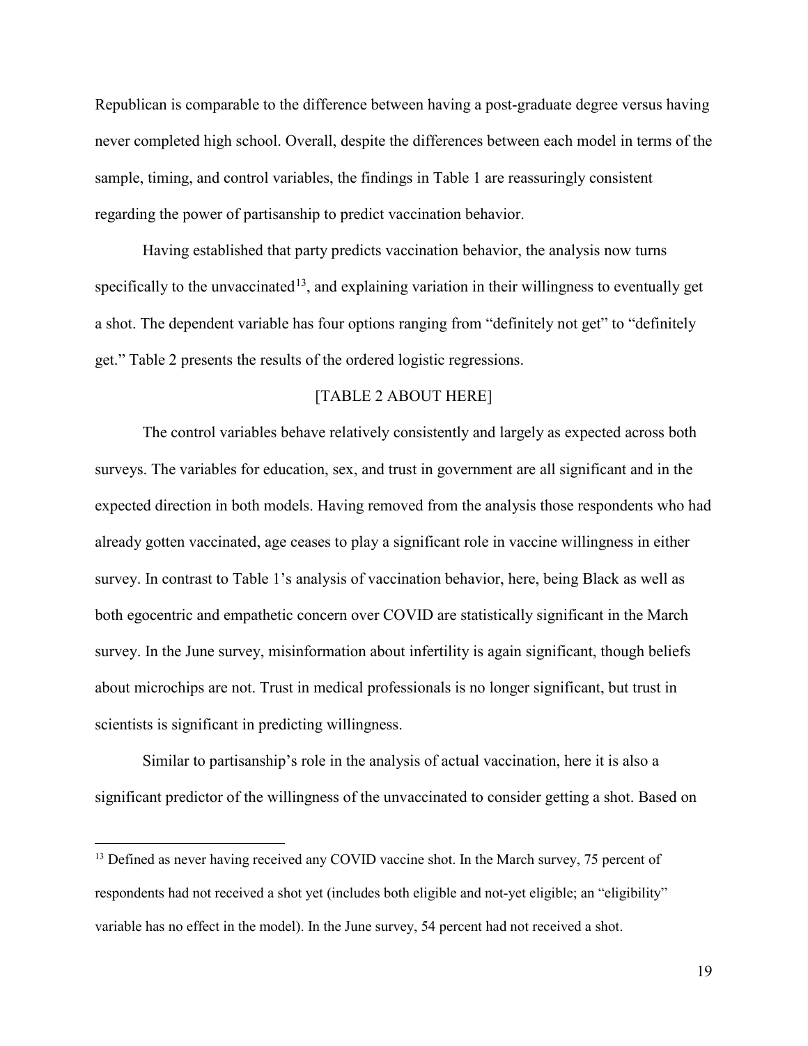Republican is comparable to the difference between having a post-graduate degree versus having never completed high school. Overall, despite the differences between each model in terms of the sample, timing, and control variables, the findings in Table 1 are reassuringly consistent regarding the power of partisanship to predict vaccination behavior.

Having established that party predicts vaccination behavior, the analysis now turns specifically to the unvaccinated[13], and explaining variation in their willingness to eventually get a shot. The dependent variable has four options ranging from "definitely not get" to "definitely get." Table 2 presents the results of the ordered logistic regressions.

[TABLE 2 ABOUT HERE]

The control variables behave relatively consistently and largely as expected across both surveys. The variables for education, sex, and trust in government are all significant and in the expected direction in both models. Having removed from the analysis those respondents who had already gotten vaccinated, age ceases to play a significant role in vaccine willingness in either survey. In contrast to Table 1's analysis of vaccination behavior, here, being Black as well as both egocentric and empathetic concern over COVID are statistically significant in the March survey. In the June survey, misinformation about infertility is again significant, though beliefs about microchips are not. Trust in medical professionals is no longer significant, but trust in scientists is significant in predicting willingness.

Similar to partisanship's role in the analysis of actual vaccination, here it is also a significant predictor of the willingness of the unvaccinated to consider getting a shot. Based on

[13] Defined as never having received any COVID vaccine shot. In the March survey, 75 percent of respondents had not received a shot yet (includes both eligible and not-yet eligible; an "eligibility" variable has no effect in the model). In the June survey, 54 percent had not received a shot.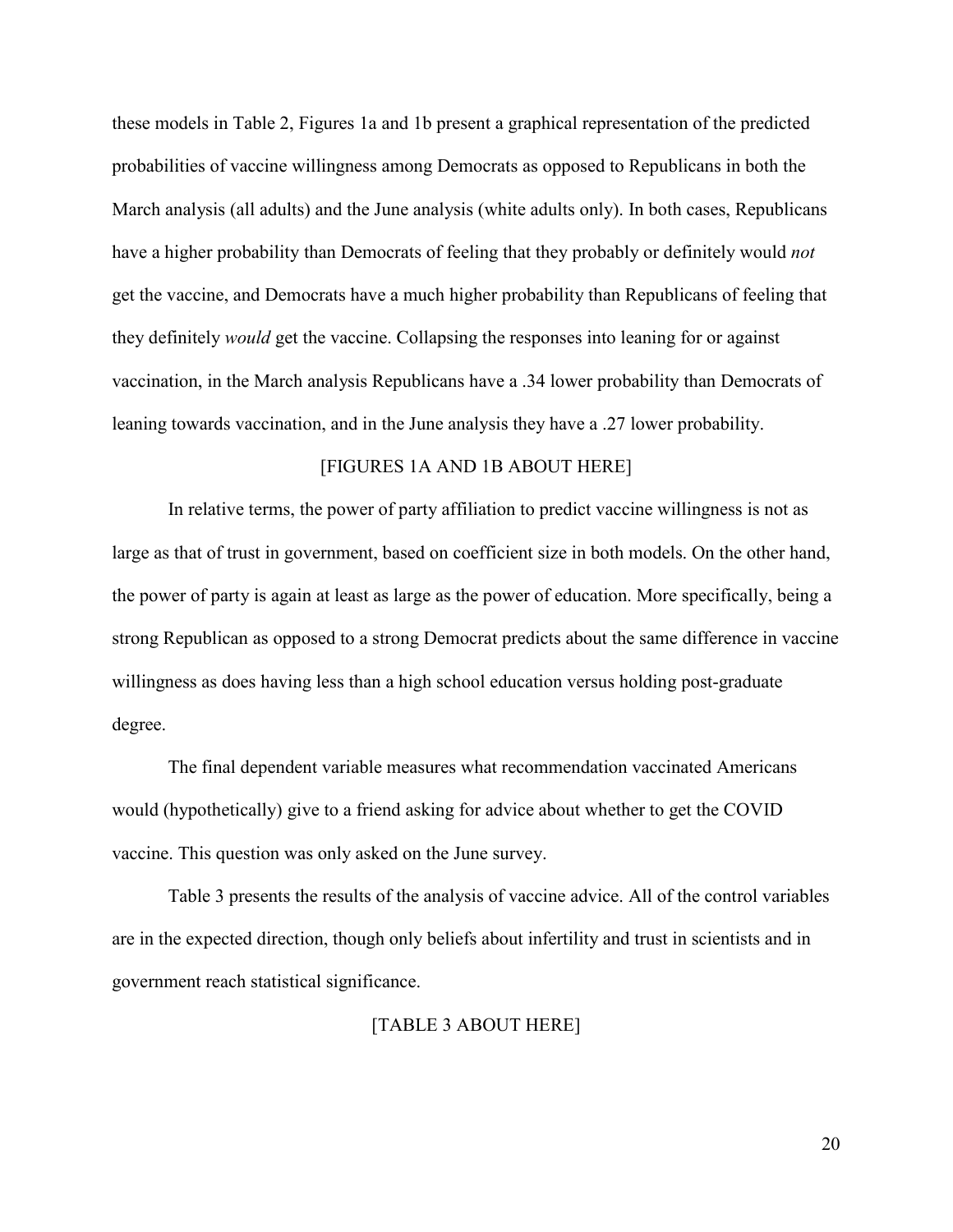these models in Table 2, Figures 1a and 1b present a graphical representation of the predicted probabilities of vaccine willingness among Democrats as opposed to Republicans in both the March analysis (all adults) and the June analysis (white adults only). In both cases, Republicans have a higher probability than Democrats of feeling that they probably or definitely would *not* get the vaccine, and Democrats have a much higher probability than Republicans of feeling that they definitely *would* get the vaccine. Collapsing the responses into leaning for or against vaccination, in the March analysis Republicans have a .34 lower probability than Democrats of leaning towards vaccination, and in the June analysis they have a .27 lower probability.

[FIGURES 1A AND 1B ABOUT HERE]

In relative terms, the power of party affiliation to predict vaccine willingness is not as large as that of trust in government, based on coefficient size in both models. On the other hand, the power of party is again at least as large as the power of education. More specifically, being a strong Republican as opposed to a strong Democrat predicts about the same difference in vaccine willingness as does having less than a high school education versus holding post-graduate degree.

The final dependent variable measures what recommendation vaccinated Americans would (hypothetically) give to a friend asking for advice about whether to get the COVID vaccine. This question was only asked on the June survey.

Table 3 presents the results of the analysis of vaccine advice. All of the control variables are in the expected direction, though only beliefs about infertility and trust in scientists and in government reach statistical significance.

[TABLE 3 ABOUT HERE]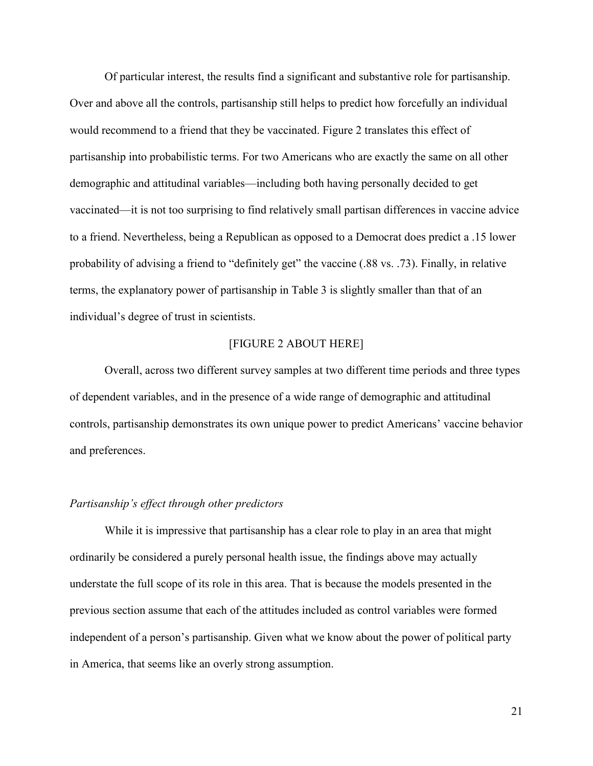Of particular interest, the results find a significant and substantive role for partisanship. Over and above all the controls, partisanship still helps to predict how forcefully an individual would recommend to a friend that they be vaccinated. Figure 2 translates this effect of partisanship into probabilistic terms. For two Americans who are exactly the same on all other demographic and attitudinal variables—including both having personally decided to get vaccinated—it is not too surprising to find relatively small partisan differences in vaccine advice to a friend. Nevertheless, being a Republican as opposed to a Democrat does predict a .15 lower probability of advising a friend to "definitely get" the vaccine (.88 vs. .73). Finally, in relative terms, the explanatory power of partisanship in Table 3 is slightly smaller than that of an individual's degree of trust in scientists.

[FIGURE 2 ABOUT HERE]

Overall, across two different survey samples at two different time periods and three types of dependent variables, and in the presence of a wide range of demographic and attitudinal controls, partisanship demonstrates its own unique power to predict Americans' vaccine behavior and preferences.

### *Partisanship's effect through other predictors*

While it is impressive that partisanship has a clear role to play in an area that might ordinarily be considered a purely personal health issue, the findings above may actually understate the full scope of its role in this area. That is because the models presented in the previous section assume that each of the attitudes included as control variables were formed independent of a person's partisanship. Given what we know about the power of political party in America, that seems like an overly strong assumption.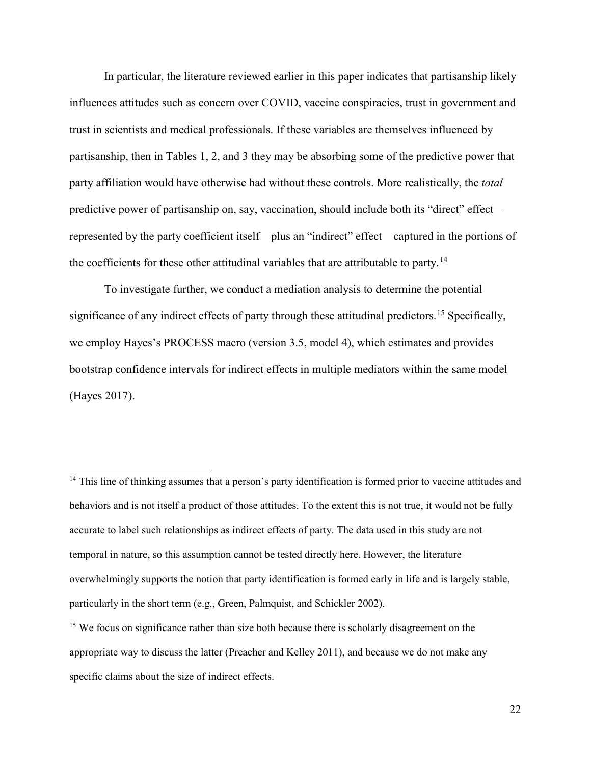In particular, the literature reviewed earlier in this paper indicates that partisanship likely influences attitudes such as concern over COVID, vaccine conspiracies, trust in government and trust in scientists and medical professionals. If these variables are themselves influenced by partisanship, then in Tables 1, 2, and 3 they may be absorbing some of the predictive power that party affiliation would have otherwise had without these controls. More realistically, the *total* predictive power of partisanship on, say, vaccination, should include both its "direct" effect—represented by the party coefficient itself—plus an "indirect" effect—captured in the portions of the coefficients for these other attitudinal variables that are attributable to party.[14]

To investigate further, we conduct a mediation analysis to determine the potential significance of any indirect effects of party through these attitudinal predictors.[15] Specifically, we employ Hayes's PROCESS macro (version 3.5, model 4), which estimates and provides bootstrap confidence intervals for indirect effects in multiple mediators within the same model (Hayes 2017).

---

[14] This line of thinking assumes that a person's party identification is formed prior to vaccine attitudes and behaviors and is not itself a product of those attitudes. To the extent this is not true, it would not be fully accurate to label such relationships as indirect effects of party. The data used in this study are not temporal in nature, so this assumption cannot be tested directly here. However, the literature overwhelmingly supports the notion that party identification is formed early in life and is largely stable, particularly in the short term (e.g., Green, Palmquist, and Schickler 2002).

[15] We focus on significance rather than size both because there is scholarly disagreement on the appropriate way to discuss the latter (Preacher and Kelley 2011), and because we do not make any specific claims about the size of indirect effects.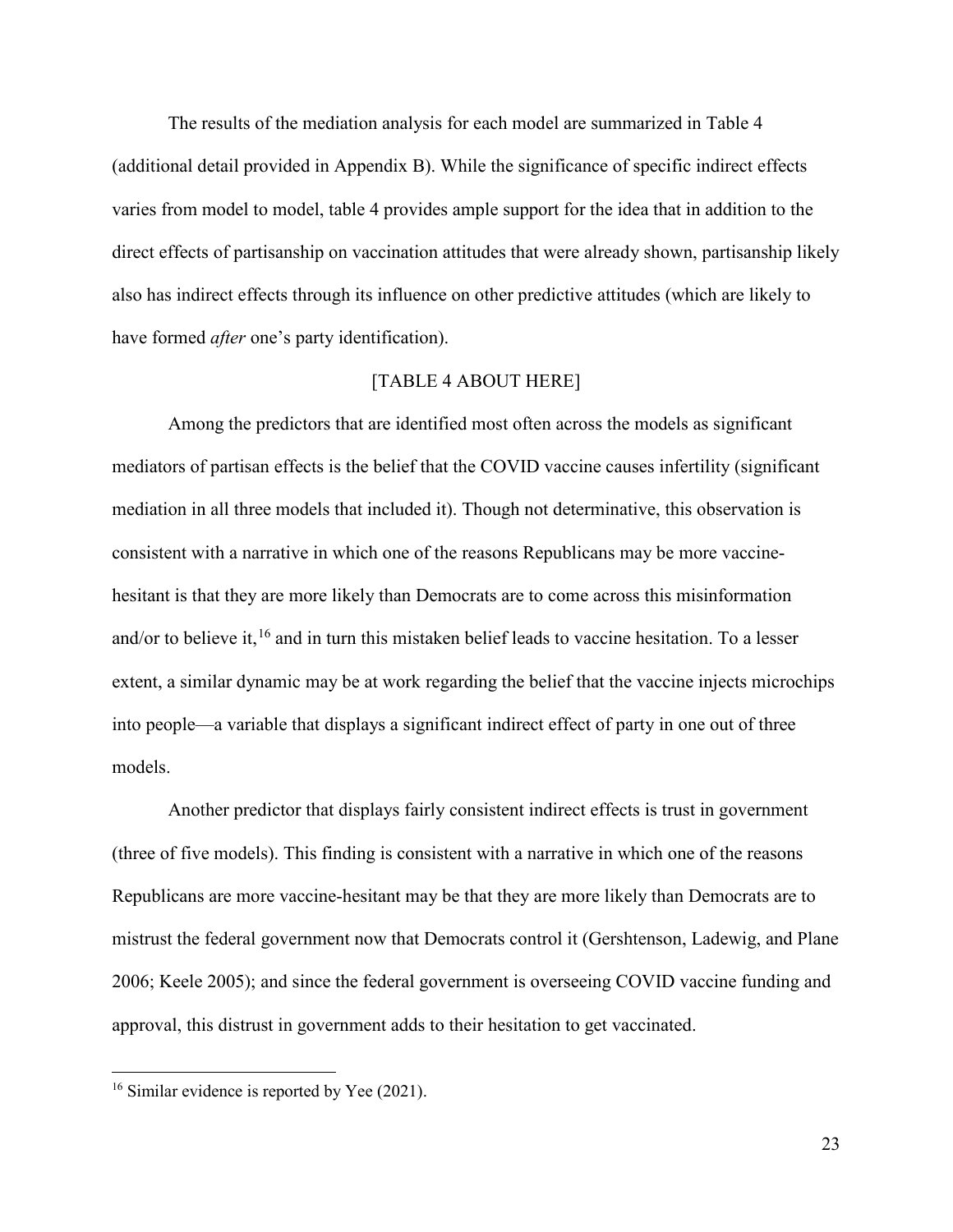The results of the mediation analysis for each model are summarized in Table 4 (additional detail provided in Appendix B). While the significance of specific indirect effects varies from model to model, table 4 provides ample support for the idea that in addition to the direct effects of partisanship on vaccination attitudes that were already shown, partisanship likely also has indirect effects through its influence on other predictive attitudes (which are likely to have formed *after* one's party identification).

[TABLE 4 ABOUT HERE]

Among the predictors that are identified most often across the models as significant mediators of partisan effects is the belief that the COVID vaccine causes infertility (significant mediation in all three models that included it). Though not determinative, this observation is consistent with a narrative in which one of the reasons Republicans may be more vaccine-hesitant is that they are more likely than Democrats are to come across this misinformation and/or to believe it,[16] and in turn this mistaken belief leads to vaccine hesitation. To a lesser extent, a similar dynamic may be at work regarding the belief that the vaccine injects microchips into people—a variable that displays a significant indirect effect of party in one out of three models.

Another predictor that displays fairly consistent indirect effects is trust in government (three of five models). This finding is consistent with a narrative in which one of the reasons Republicans are more vaccine-hesitant may be that they are more likely than Democrats are to mistrust the federal government now that Democrats control it (Gershtenson, Ladewig, and Plane 2006; Keele 2005); and since the federal government is overseeing COVID vaccine funding and approval, this distrust in government adds to their hesitation to get vaccinated.

[16] Similar evidence is reported by Yee (2021).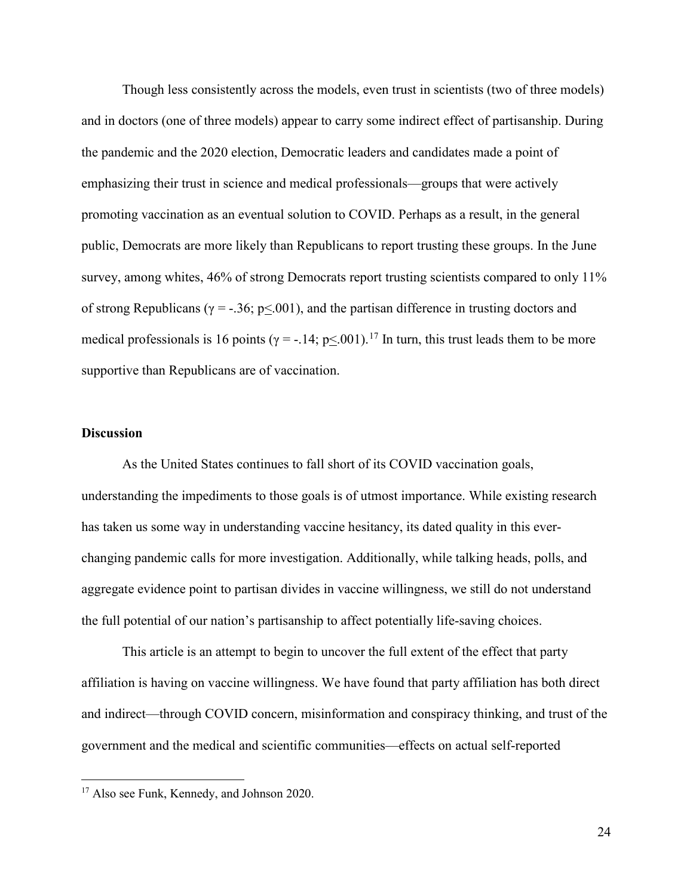Though less consistently across the models, even trust in scientists (two of three models) and in doctors (one of three models) appear to carry some indirect effect of partisanship. During the pandemic and the 2020 election, Democratic leaders and candidates made a point of emphasizing their trust in science and medical professionals—groups that were actively promoting vaccination as an eventual solution to COVID. Perhaps as a result, in the general public, Democrats are more likely than Republicans to report trusting these groups. In the June survey, among whites, 46% of strong Democrats report trusting scientists compared to only 11% of strong Republicans ($\gamma = -.36$; $p \leq .001$), and the partisan difference in trusting doctors and medical professionals is 16 points ($\gamma = -.14$; $p \leq .001$).[17] In turn, this trust leads them to be more supportive than Republicans are of vaccination.

## Discussion

As the United States continues to fall short of its COVID vaccination goals, understanding the impediments to those goals is of utmost importance. While existing research has taken us some way in understanding vaccine hesitancy, its dated quality in this ever-changing pandemic calls for more investigation. Additionally, while talking heads, polls, and aggregate evidence point to partisan divides in vaccine willingness, we still do not understand the full potential of our nation's partisanship to affect potentially life-saving choices.

This article is an attempt to begin to uncover the full extent of the effect that party affiliation is having on vaccine willingness. We have found that party affiliation has both direct and indirect—through COVID concern, misinformation and conspiracy thinking, and trust of the government and the medical and scientific communities—effects on actual self-reported

[17] Also see Funk, Kennedy, and Johnson 2020.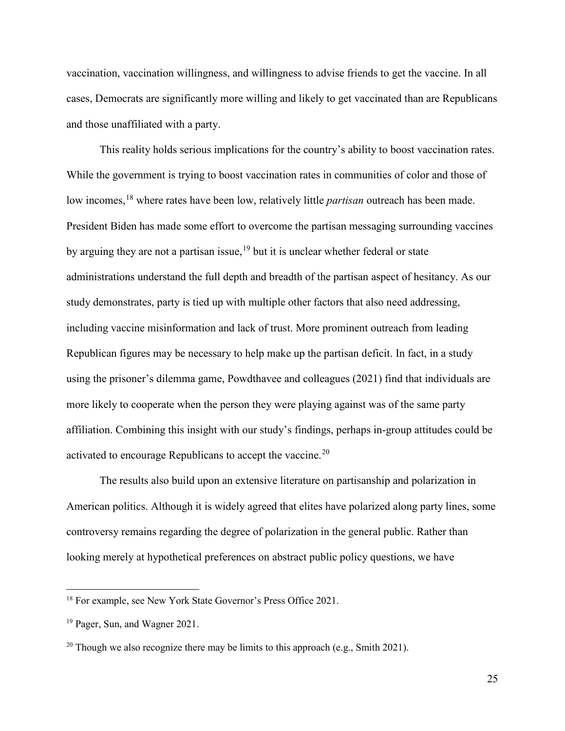vaccination, vaccination willingness, and willingness to advise friends to get the vaccine. In all cases, Democrats are significantly more willing and likely to get vaccinated than are Republicans and those unaffiliated with a party.

This reality holds serious implications for the country's ability to boost vaccination rates. While the government is trying to boost vaccination rates in communities of color and those of low incomes,[18] where rates have been low, relatively little *partisan* outreach has been made. President Biden has made some effort to overcome the partisan messaging surrounding vaccines by arguing they are not a partisan issue,[19] but it is unclear whether federal or state administrations understand the full depth and breadth of the partisan aspect of hesitancy. As our study demonstrates, party is tied up with multiple other factors that also need addressing, including vaccine misinformation and lack of trust. More prominent outreach from leading Republican figures may be necessary to help make up the partisan deficit. In fact, in a study using the prisoner's dilemma game, Powdthavee and colleagues (2021) find that individuals are more likely to cooperate when the person they were playing against was of the same party affiliation. Combining this insight with our study's findings, perhaps in-group attitudes could be activated to encourage Republicans to accept the vaccine.[20]

The results also build upon an extensive literature on partisanship and polarization in American politics. Although it is widely agreed that elites have polarized along party lines, some controversy remains regarding the degree of polarization in the general public. Rather than looking merely at hypothetical preferences on abstract public policy questions, we have

---

[18] For example, see New York State Governor's Press Office 2021.

[19] Pager, Sun, and Wagner 2021.

[20] Though we also recognize there may be limits to this approach (e.g., Smith 2021).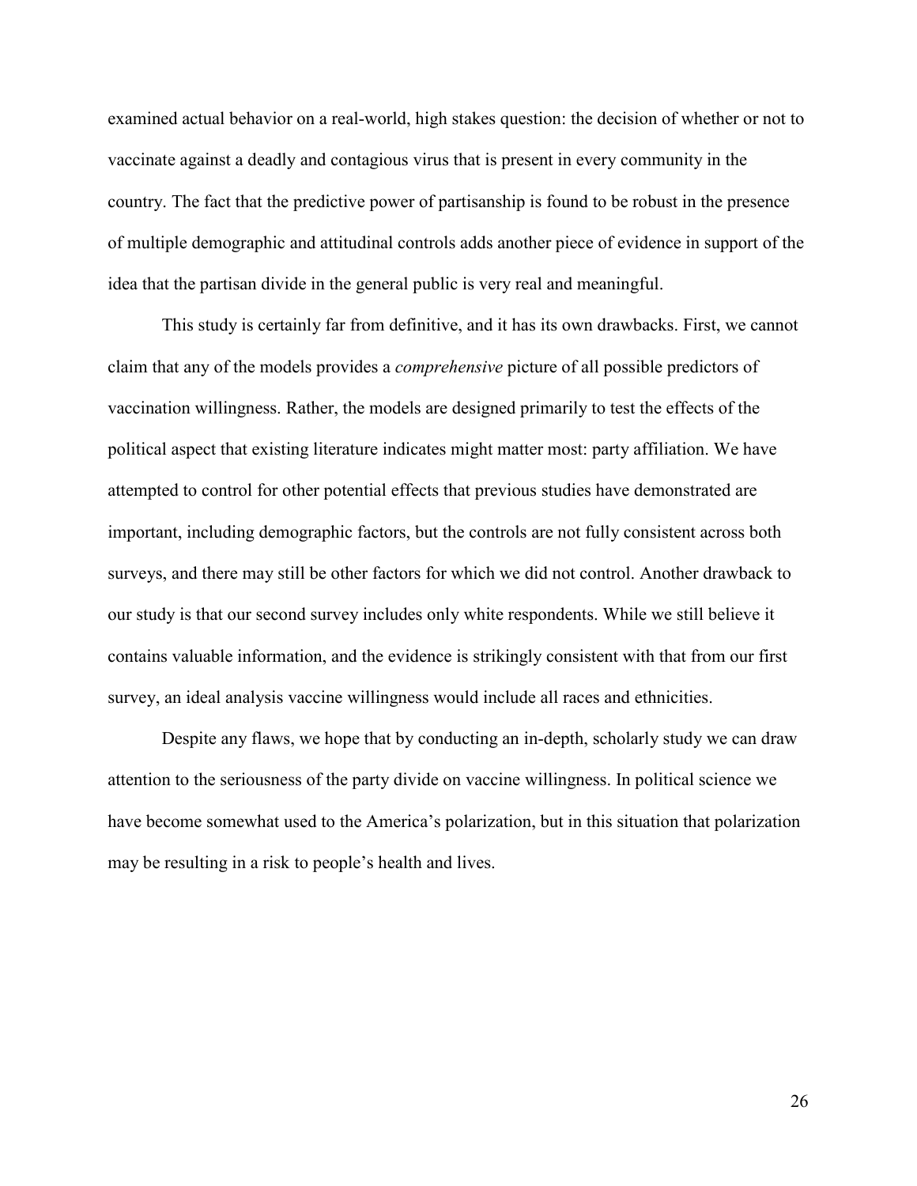examined actual behavior on a real-world, high stakes question: the decision of whether or not to vaccinate against a deadly and contagious virus that is present in every community in the country. The fact that the predictive power of partisanship is found to be robust in the presence of multiple demographic and attitudinal controls adds another piece of evidence in support of the idea that the partisan divide in the general public is very real and meaningful.

This study is certainly far from definitive, and it has its own drawbacks. First, we cannot claim that any of the models provides a *comprehensive* picture of all possible predictors of vaccination willingness. Rather, the models are designed primarily to test the effects of the political aspect that existing literature indicates might matter most: party affiliation. We have attempted to control for other potential effects that previous studies have demonstrated are important, including demographic factors, but the controls are not fully consistent across both surveys, and there may still be other factors for which we did not control. Another drawback to our study is that our second survey includes only white respondents. While we still believe it contains valuable information, and the evidence is strikingly consistent with that from our first survey, an ideal analysis vaccine willingness would include all races and ethnicities.

Despite any flaws, we hope that by conducting an in-depth, scholarly study we can draw attention to the seriousness of the party divide on vaccine willingness. In political science we have become somewhat used to the America's polarization, but in this situation that polarization may be resulting in a risk to people's health and lives.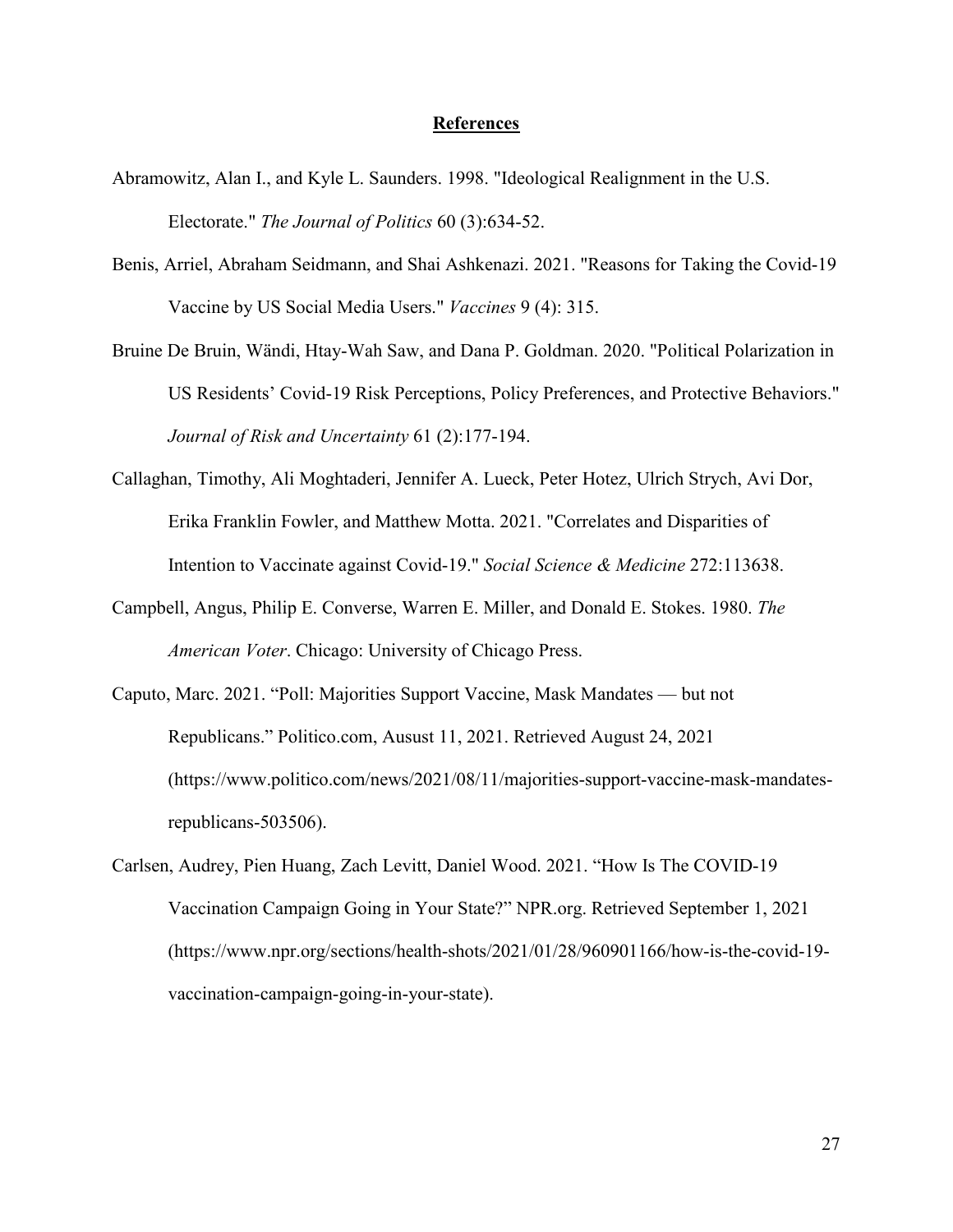## References

Abramowitz, Alan I., and Kyle L. Saunders. 1998. "Ideological Realignment in the U.S. Electorate." *The Journal of Politics* 60 (3):634-52.

Benis, Arriel, Abraham Seidmann, and Shai Ashkenazi. 2021. "Reasons for Taking the Covid-19 Vaccine by US Social Media Users." *Vaccines* 9 (4): 315.

Bruine De Bruin, Wändi, Htay-Wah Saw, and Dana P. Goldman. 2020. "Political Polarization in US Residents' Covid-19 Risk Perceptions, Policy Preferences, and Protective Behaviors." *Journal of Risk and Uncertainty* 61 (2):177-194.

Callaghan, Timothy, Ali Moghtaderi, Jennifer A. Lueck, Peter Hotez, Ulrich Strych, Avi Dor, Erika Franklin Fowler, and Matthew Motta. 2021. "Correlates and Disparities of Intention to Vaccinate against Covid-19." *Social Science & Medicine* 272:113638.

Campbell, Angus, Philip E. Converse, Warren E. Miller, and Donald E. Stokes. 1980. *The American Voter*. Chicago: University of Chicago Press.

Caputo, Marc. 2021. "Poll: Majorities Support Vaccine, Mask Mandates — but not Republicans." Politico.com, Ausust 11, 2021. Retrieved August 24, 2021 (https://www.politico.com/news/2021/08/11/majorities-support-vaccine-mask-mandates-republicans-503506).

Carlsen, Audrey, Pien Huang, Zach Levitt, Daniel Wood. 2021. "How Is The COVID-19 Vaccination Campaign Going in Your State?" NPR.org. Retrieved September 1, 2021 (https://www.npr.org/sections/health-shots/2021/01/28/960901166/how-is-the-covid-19-vaccination-campaign-going-in-your-state).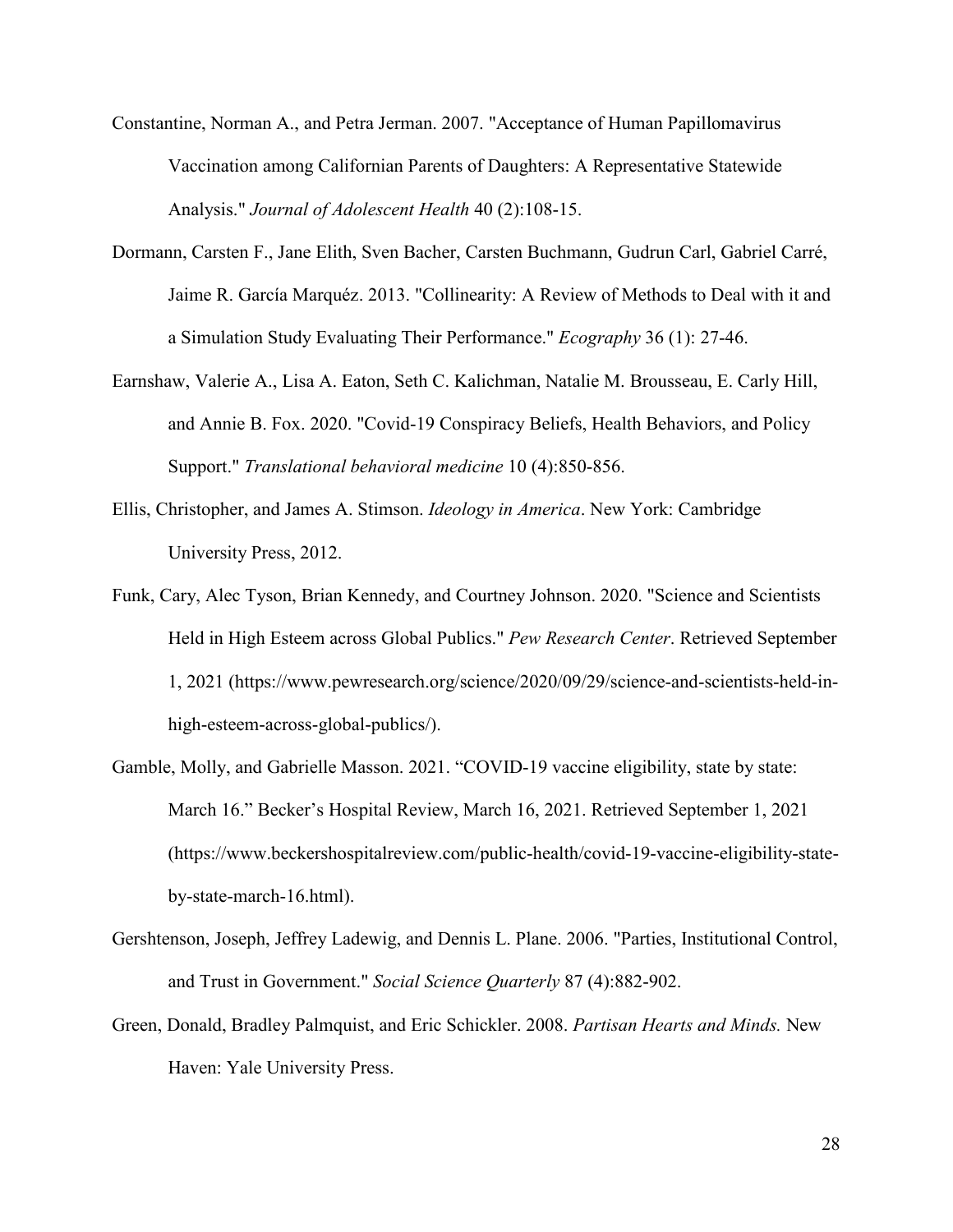Constantine, Norman A., and Petra Jerman. 2007. "Acceptance of Human Papillomavirus Vaccination among Californian Parents of Daughters: A Representative Statewide Analysis." *Journal of Adolescent Health* 40 (2):108-15.

Dormann, Carsten F., Jane Elith, Sven Bacher, Carsten Buchmann, Gudrun Carl, Gabriel Carré, Jaime R. García Marquéz. 2013. "Collinearity: A Review of Methods to Deal with it and a Simulation Study Evaluating Their Performance." *Ecography* 36 (1): 27-46.

Earnshaw, Valerie A., Lisa A. Eaton, Seth C. Kalichman, Natalie M. Brousseau, E. Carly Hill, and Annie B. Fox. 2020. "Covid-19 Conspiracy Beliefs, Health Behaviors, and Policy Support." *Translational behavioral medicine* 10 (4):850-856.

Ellis, Christopher, and James A. Stimson. *Ideology in America*. New York: Cambridge University Press, 2012.

Funk, Cary, Alec Tyson, Brian Kennedy, and Courtney Johnson. 2020. "Science and Scientists Held in High Esteem across Global Publics." *Pew Research Center*. Retrieved September 1, 2021 (https://www.pewresearch.org/science/2020/09/29/science-and-scientists-held-in-high-esteem-across-global-publics/).

Gamble, Molly, and Gabrielle Masson. 2021. "COVID-19 vaccine eligibility, state by state: March 16." Becker's Hospital Review, March 16, 2021. Retrieved September 1, 2021 (https://www.beckershospitalreview.com/public-health/covid-19-vaccine-eligibility-state-by-state-march-16.html).

Gershtenson, Joseph, Jeffrey Ladewig, and Dennis L. Plane. 2006. "Parties, Institutional Control, and Trust in Government." *Social Science Quarterly* 87 (4):882-902.

Green, Donald, Bradley Palmquist, and Eric Schickler. 2008. *Partisan Hearts and Minds.* New Haven: Yale University Press.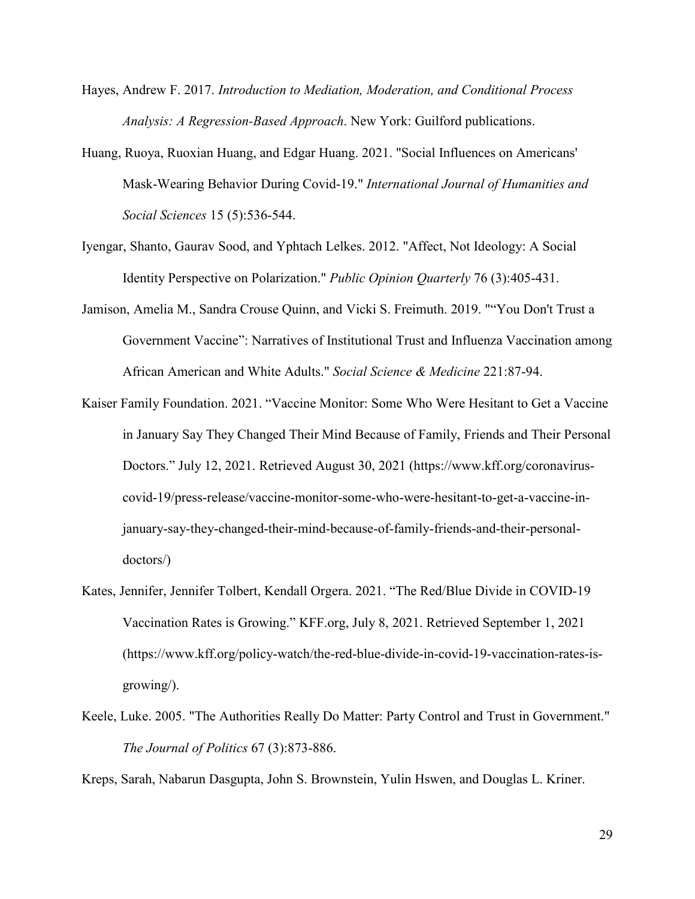Hayes, Andrew F. 2017. *Introduction to Mediation, Moderation, and Conditional Process Analysis: A Regression-Based Approach*. New York: Guilford publications.

Huang, Ruoya, Ruoxian Huang, and Edgar Huang. 2021. "Social Influences on Americans' Mask-Wearing Behavior During Covid-19." *International Journal of Humanities and Social Sciences* 15 (5):536-544.

Iyengar, Shanto, Gaurav Sood, and Yphtach Lelkes. 2012. "Affect, Not Ideology: A Social Identity Perspective on Polarization." *Public Opinion Quarterly* 76 (3):405-431.

Jamison, Amelia M., Sandra Crouse Quinn, and Vicki S. Freimuth. 2019. "“You Don't Trust a Government Vaccine”: Narratives of Institutional Trust and Influenza Vaccination among African American and White Adults." *Social Science & Medicine* 221:87-94.

Kaiser Family Foundation. 2021. “Vaccine Monitor: Some Who Were Hesitant to Get a Vaccine in January Say They Changed Their Mind Because of Family, Friends and Their Personal Doctors.” July 12, 2021. Retrieved August 30, 2021 (https://www.kff.org/coronavirus-covid-19/press-release/vaccine-monitor-some-who-were-hesitant-to-get-a-vaccine-in-january-say-they-changed-their-mind-because-of-family-friends-and-their-personal-doctors/)

Kates, Jennifer, Jennifer Tolbert, Kendall Orgera. 2021. “The Red/Blue Divide in COVID-19 Vaccination Rates is Growing.” KFF.org, July 8, 2021. Retrieved September 1, 2021 (https://www.kff.org/policy-watch/the-red-blue-divide-in-covid-19-vaccination-rates-is-growing/).

Keele, Luke. 2005. "The Authorities Really Do Matter: Party Control and Trust in Government." *The Journal of Politics* 67 (3):873-886.

Kreps, Sarah, Nabarun Dasgupta, John S. Brownstein, Yulin Hswen, and Douglas L. Kriner.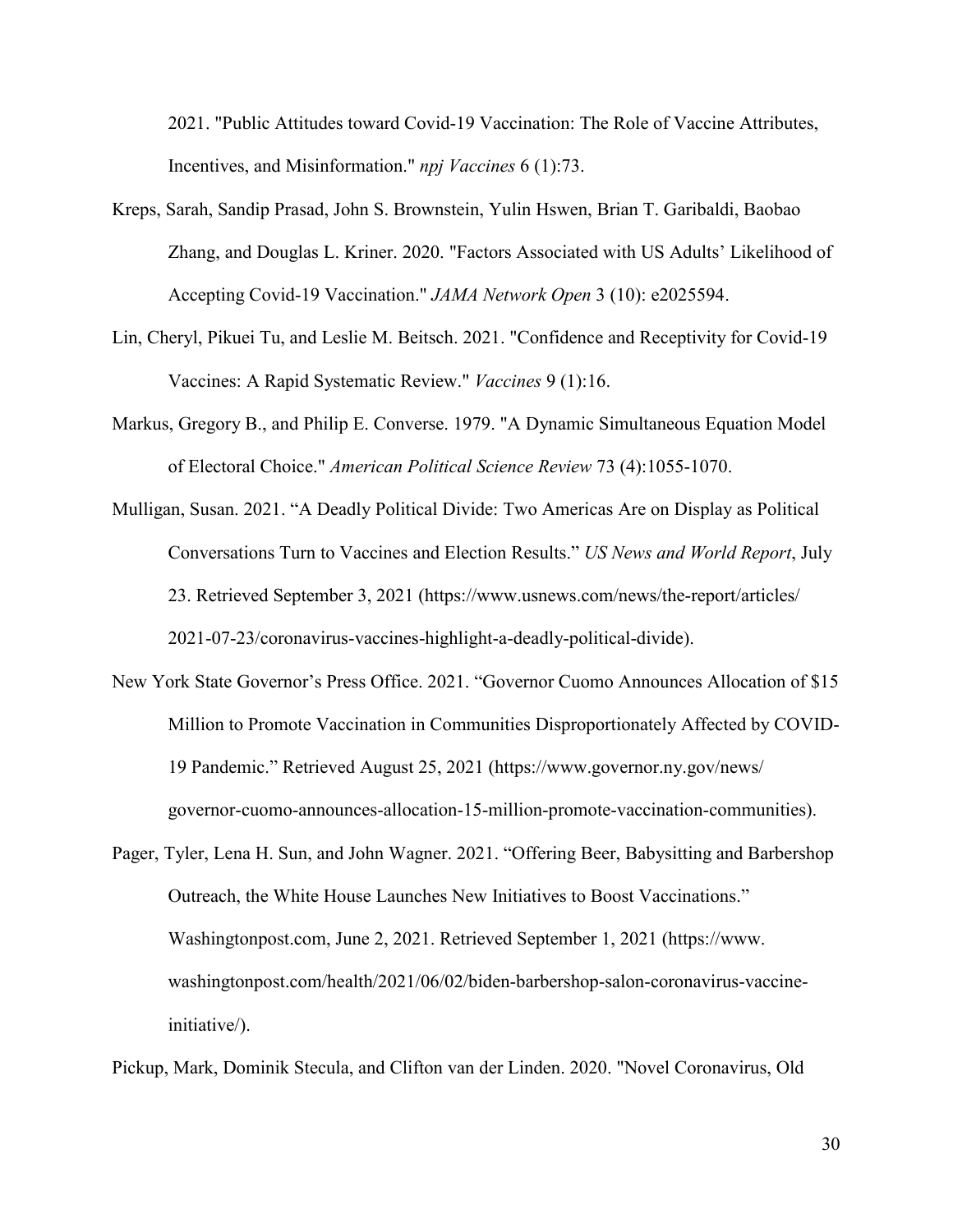2021. "Public Attitudes toward Covid-19 Vaccination: The Role of Vaccine Attributes, Incentives, and Misinformation." *npj Vaccines* 6 (1):73.

Kreps, Sarah, Sandip Prasad, John S. Brownstein, Yulin Hswen, Brian T. Garibaldi, Baobao Zhang, and Douglas L. Kriner. 2020. "Factors Associated with US Adults' Likelihood of Accepting Covid-19 Vaccination." *JAMA Network Open* 3 (10): e2025594.

Lin, Cheryl, Pikuei Tu, and Leslie M. Beitsch. 2021. "Confidence and Receptivity for Covid-19 Vaccines: A Rapid Systematic Review." *Vaccines* 9 (1):16.

Markus, Gregory B., and Philip E. Converse. 1979. "A Dynamic Simultaneous Equation Model of Electoral Choice." *American Political Science Review* 73 (4):1055-1070.

Mulligan, Susan. 2021. "A Deadly Political Divide: Two Americas Are on Display as Political Conversations Turn to Vaccines and Election Results." *US News and World Report*, July 23. Retrieved September 3, 2021 (https://www.usnews.com/news/the-report/articles/2021-07-23/coronavirus-vaccines-highlight-a-deadly-political-divide).

New York State Governor's Press Office. 2021. "Governor Cuomo Announces Allocation of $15 Million to Promote Vaccination in Communities Disproportionately Affected by COVID-19 Pandemic." Retrieved August 25, 2021 (https://www.governor.ny.gov/news/governor-cuomo-announces-allocation-15-million-promote-vaccination-communities).

Pager, Tyler, Lena H. Sun, and John Wagner. 2021. "Offering Beer, Babysitting and Barbershop Outreach, the White House Launches New Initiatives to Boost Vaccinations." Washingtonpost.com, June 2, 2021. Retrieved September 1, 2021 (https://www.washingtonpost.com/health/2021/06/02/biden-barbershop-salon-coronavirus-vaccine-initiative/).

Pickup, Mark, Dominik Stecula, and Clifton van der Linden. 2020. "Novel Coronavirus, Old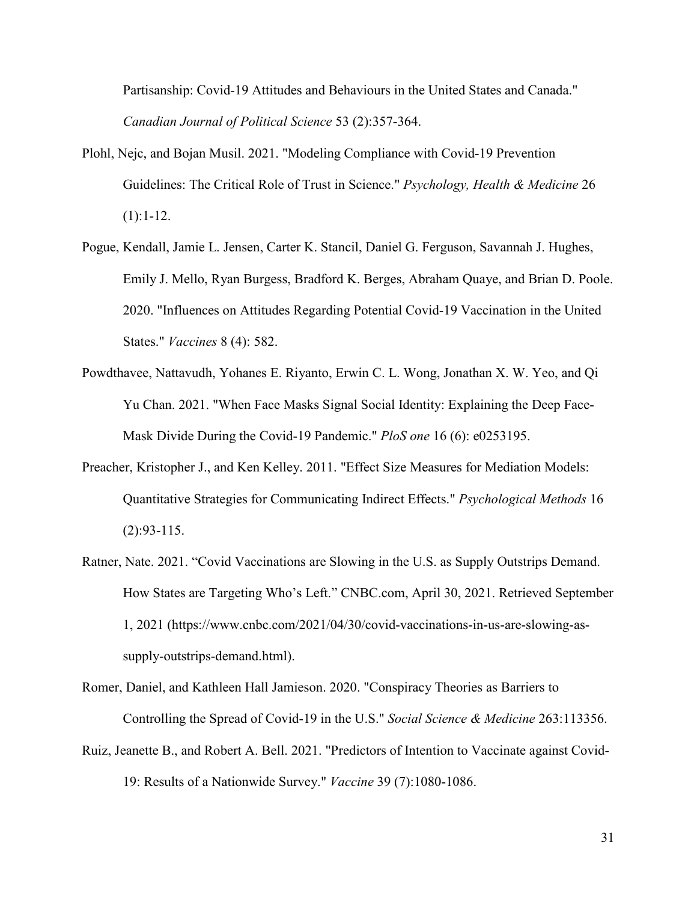Partisanship: Covid-19 Attitudes and Behaviours in the United States and Canada." *Canadian Journal of Political Science* 53 (2):357-364.

Plohl, Nejc, and Bojan Musil. 2021. "Modeling Compliance with Covid-19 Prevention Guidelines: The Critical Role of Trust in Science." *Psychology, Health & Medicine* 26 (1):1-12.

Pogue, Kendall, Jamie L. Jensen, Carter K. Stancil, Daniel G. Ferguson, Savannah J. Hughes, Emily J. Mello, Ryan Burgess, Bradford K. Berges, Abraham Quaye, and Brian D. Poole. 2020. "Influences on Attitudes Regarding Potential Covid-19 Vaccination in the United States." *Vaccines* 8 (4): 582.

Powdthavee, Nattavudh, Yohanes E. Riyanto, Erwin C. L. Wong, Jonathan X. W. Yeo, and Qi Yu Chan. 2021. "When Face Masks Signal Social Identity: Explaining the Deep Face-Mask Divide During the Covid-19 Pandemic." *PloS one* 16 (6): e0253195.

Preacher, Kristopher J., and Ken Kelley. 2011. "Effect Size Measures for Mediation Models: Quantitative Strategies for Communicating Indirect Effects." *Psychological Methods* 16 (2):93-115.

Ratner, Nate. 2021. "Covid Vaccinations are Slowing in the U.S. as Supply Outstrips Demand. How States are Targeting Who's Left." CNBC.com, April 30, 2021. Retrieved September 1, 2021 (https://www.cnbc.com/2021/04/30/covid-vaccinations-in-us-are-slowing-as-supply-outstrips-demand.html).

Romer, Daniel, and Kathleen Hall Jamieson. 2020. "Conspiracy Theories as Barriers to Controlling the Spread of Covid-19 in the U.S." *Social Science & Medicine* 263:113356.

Ruiz, Jeanette B., and Robert A. Bell. 2021. "Predictors of Intention to Vaccinate against Covid-19: Results of a Nationwide Survey." *Vaccine* 39 (7):1080-1086.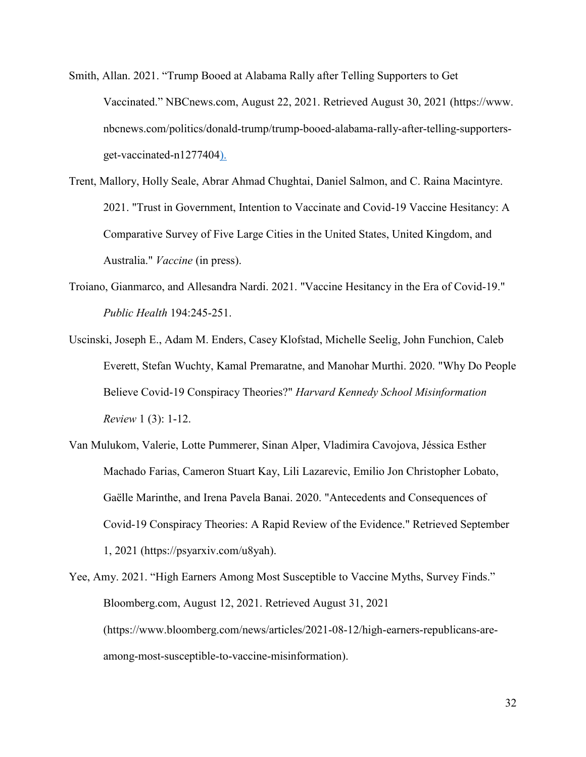Smith, Allan. 2021. “Trump Booed at Alabama Rally after Telling Supporters to Get Vaccinated.” NBCnews.com, August 22, 2021. Retrieved August 30, 2021 (https://www.nbcnews.com/politics/donald-trump/trump-booed-alabama-rally-after-telling-supporters-get-vaccinated-n1277404).

Trent, Mallory, Holly Seale, Abrar Ahmad Chughtai, Daniel Salmon, and C. Raina Macintyre. 2021. "Trust in Government, Intention to Vaccinate and Covid-19 Vaccine Hesitancy: A Comparative Survey of Five Large Cities in the United States, United Kingdom, and Australia." *Vaccine* (in press).

Troiano, Gianmarco, and Allesandra Nardi. 2021. "Vaccine Hesitancy in the Era of Covid-19." *Public Health* 194:245-251.

Uscinski, Joseph E., Adam M. Enders, Casey Klofstad, Michelle Seelig, John Funchion, Caleb Everett, Stefan Wuchty, Kamal Premaratne, and Manohar Murthi. 2020. "Why Do People Believe Covid-19 Conspiracy Theories?" *Harvard Kennedy School Misinformation Review* 1 (3): 1-12.

Van Mulukom, Valerie, Lotte Pummerer, Sinan Alper, Vladimira Cavojova, Jéssica Esther Machado Farias, Cameron Stuart Kay, Lili Lazarevic, Emilio Jon Christopher Lobato, Gaëlle Marinthe, and Irena Pavela Banai. 2020. "Antecedents and Consequences of Covid-19 Conspiracy Theories: A Rapid Review of the Evidence." Retrieved September 1, 2021 (https://psyarxiv.com/u8yah).

Yee, Amy. 2021. “High Earners Among Most Susceptible to Vaccine Myths, Survey Finds.” Bloomberg.com, August 12, 2021. Retrieved August 31, 2021 (https://www.bloomberg.com/news/articles/2021-08-12/high-earners-republicans-are-among-most-susceptible-to-vaccine-misinformation).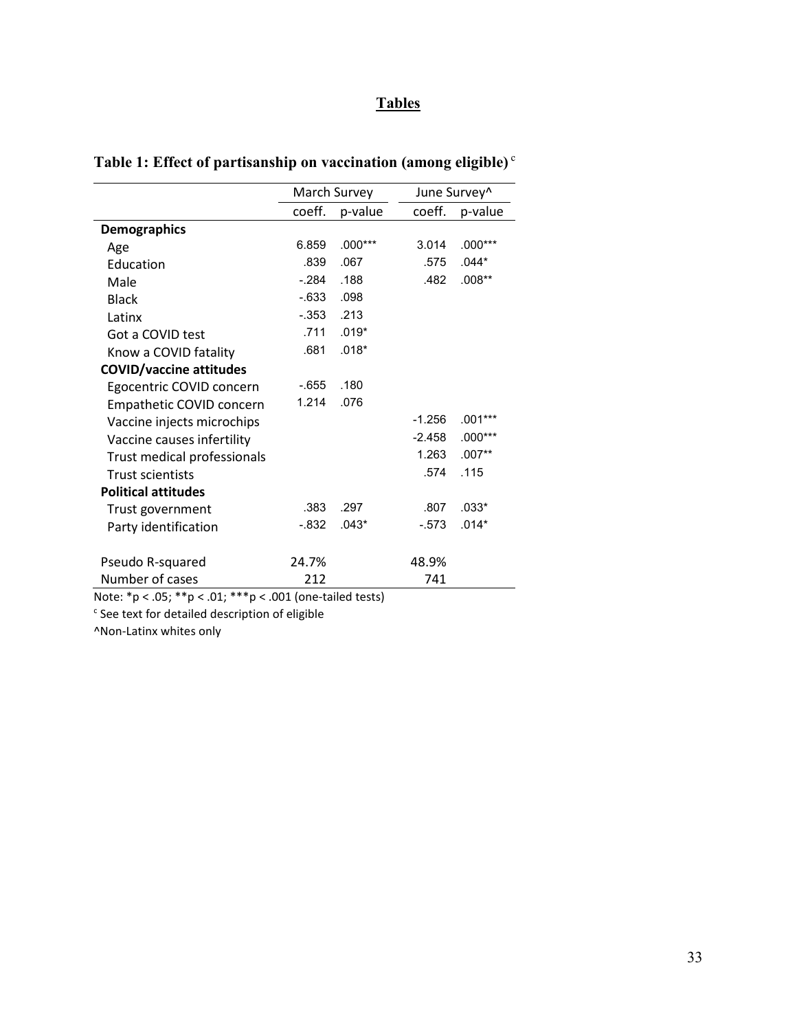## Tables

### Table 1: Effect of partisanship on vaccination (among eligible) [c]

| | March Survey | | June Survey^ | |
|---|---|---|---|---|
| | coeff. | p-value | coeff. | p-value |
| **Demographics** | | | | |
| Age | 6.859 | .000*** | 3.014 | .000*** |
| Education | .839 | .067 | .575 | .044* |
| Male | -.284 | .188 | .482 | .008** |
| Black | -.633 | .098 | | |
| Latinx | -.353 | .213 | | |
| Got a COVID test | .711 | .019* | | |
| Know a COVID fatality | .681 | .018* | | |
| **COVID/vaccine attitudes** | | | | |
| Egocentric COVID concern | -.655 | .180 | | |
| Empathetic COVID concern | 1.214 | .076 | | |
| Vaccine injects microchips | | | -1.256 | .001*** |
| Vaccine causes infertility | | | -2.458 | .000*** |
| Trust medical professionals | | | 1.263 | .007** |
| Trust scientists | | | .574 | .115 |
| **Political attitudes** | | | | |
| Trust government | .383 | .297 | .807 | .033* |
| Party identification | -.832 | .043* | -.573 | .014* |
| | | | | |
| Pseudo R-squared | 24.7% | | 48.9% | |
| Number of cases | 212 | | 741 | |

Note: *p < .05; **p < .01; ***p < .001 (one-tailed tests)

[c] See text for detailed description of eligible

^Non-Latinx whites only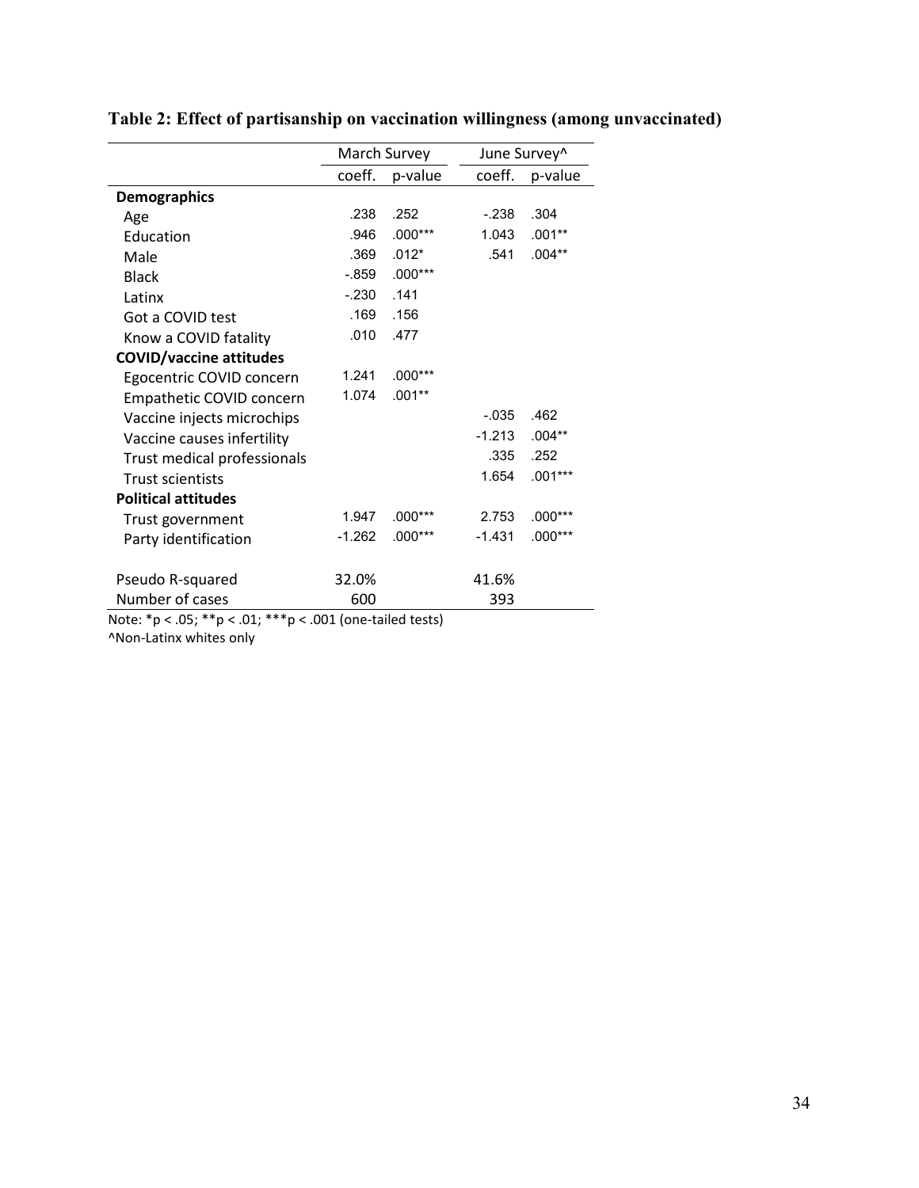**Table 2: Effect of partisanship on vaccination willingness (among unvaccinated)**

| | March Survey | | June Survey^ | |
|---|---|---|---|---|
| | coeff. | p-value | coeff. | p-value |
| **Demographics** | | | | |
| Age | .238 | .252 | -.238 | .304 |
| Education | .946 | .000*** | 1.043 | .001** |
| Male | .369 | .012* | .541 | .004** |
| Black | -.859 | .000*** | | |
| Latinx | -.230 | .141 | | |
| Got a COVID test | .169 | .156 | | |
| Know a COVID fatality | .010 | .477 | | |
| **COVID/vaccine attitudes** | | | | |
| Egocentric COVID concern | 1.241 | .000*** | | |
| Empathetic COVID concern | 1.074 | .001** | | |
| Vaccine injects microchips | | | -.035 | .462 |
| Vaccine causes infertility | | | -1.213 | .004** |
| Trust medical professionals | | | .335 | .252 |
| Trust scientists | | | 1.654 | .001*** |
| **Political attitudes** | | | | |
| Trust government | 1.947 | .000*** | 2.753 | .000*** |
| Party identification | -1.262 | .000*** | -1.431 | .000*** |
| | | | | |
| Pseudo R-squared | 32.0% | | 41.6% | |
| Number of cases | 600 | | 393 | |

Note: *p < .05; **p < .01; ***p < .001 (one-tailed tests)
^Non-Latinx whites only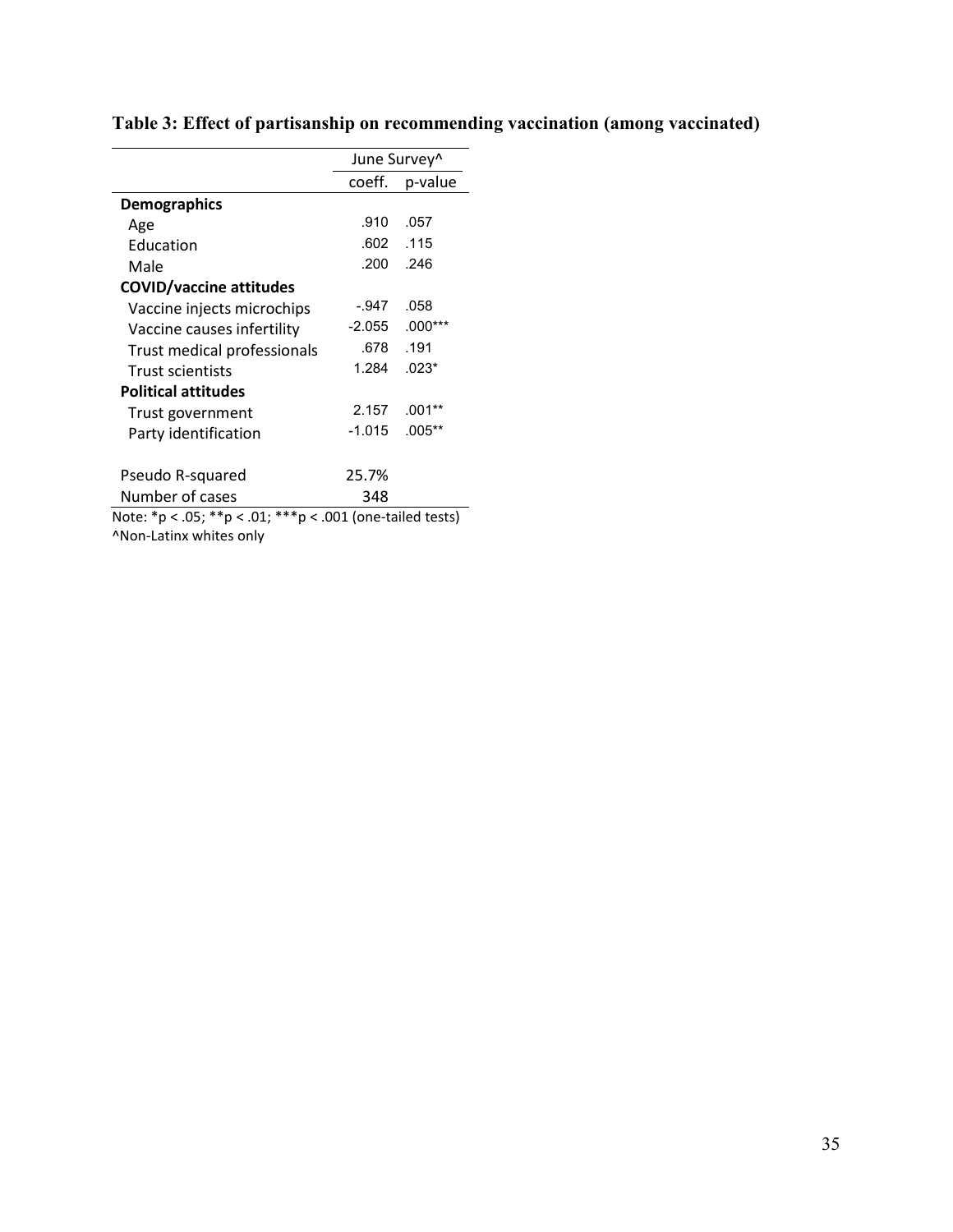**Table 3: Effect of partisanship on recommending vaccination (among vaccinated)**

| | June Survey^ | |
|---|---|---|
| | coeff. | p-value |
| **Demographics** | | |
| Age | .910 | .057 |
| Education | .602 | .115 |
| Male | .200 | .246 |
| **COVID/vaccine attitudes** | | |
| Vaccine injects microchips | -.947 | .058 |
| Vaccine causes infertility | -2.055 | .000*** |
| Trust medical professionals | .678 | .191 |
| Trust scientists | 1.284 | .023* |
| **Political attitudes** | | |
| Trust government | 2.157 | .001** |
| Party identification | -1.015 | .005** |
| | | |
| Pseudo R-squared | 25.7% | |
| Number of cases | 348 | |

Note: *p < .05; **p < .01; ***p < .001 (one-tailed tests)
^Non-Latinx whites only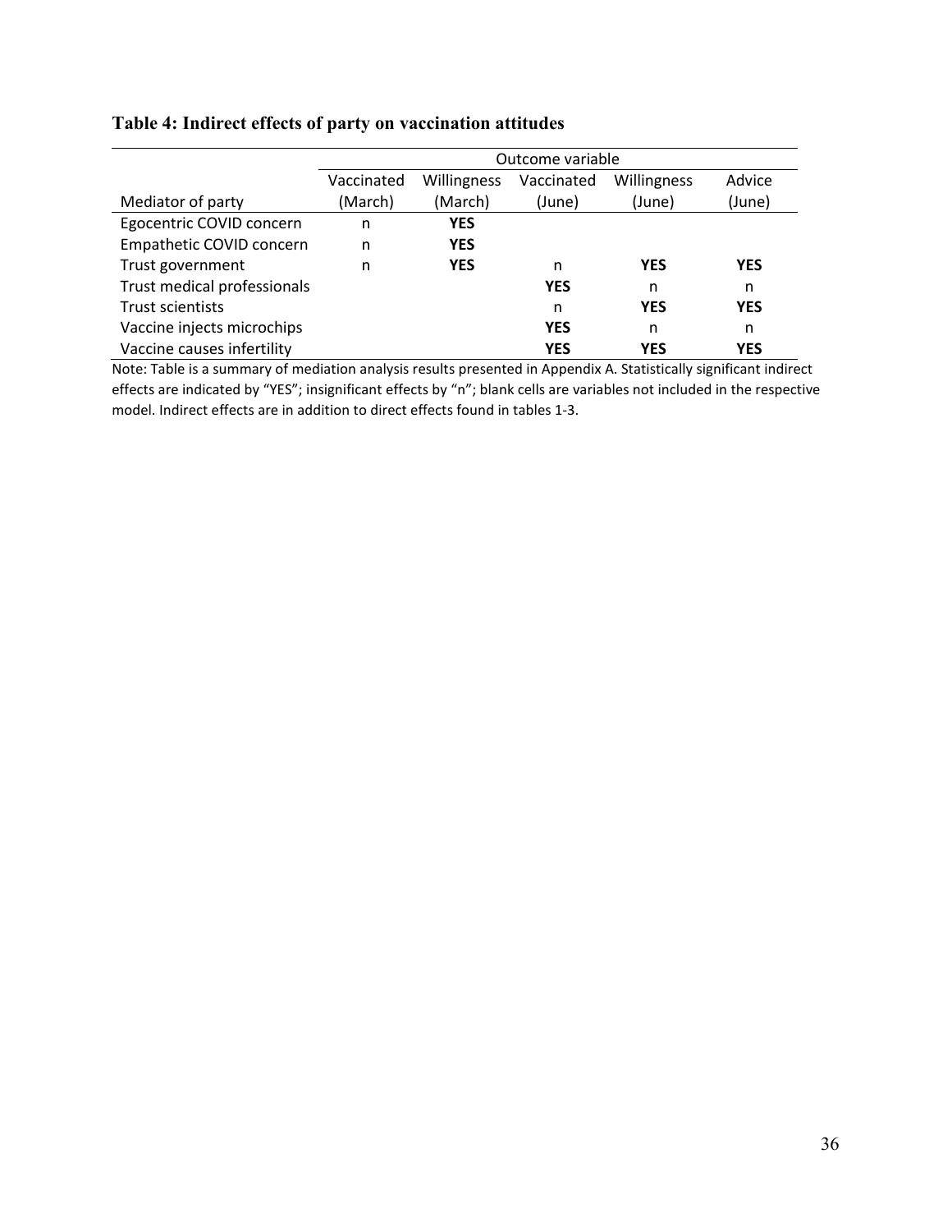**Table 4: Indirect effects of party on vaccination attitudes**

| | Outcome variable | | | | |
|---|---|---|---|---|---|
| Mediator of party | Vaccinated (March) | Willingness (March) | Vaccinated (June) | Willingness (June) | Advice (June) |
| Egocentric COVID concern | n | **YES** | | | |
| Empathetic COVID concern | n | **YES** | | | |
| Trust government | n | **YES** | n | **YES** | **YES** |
| Trust medical professionals | | | **YES** | n | n |
| Trust scientists | | | n | **YES** | **YES** |
| Vaccine injects microchips | | | **YES** | n | n |
| Vaccine causes infertility | | | **YES** | **YES** | **YES** |

Note: Table is a summary of mediation analysis results presented in Appendix A. Statistically significant indirect effects are indicated by "YES"; insignificant effects by "n"; blank cells are variables not included in the respective model. Indirect effects are in addition to direct effects found in tables 1-3.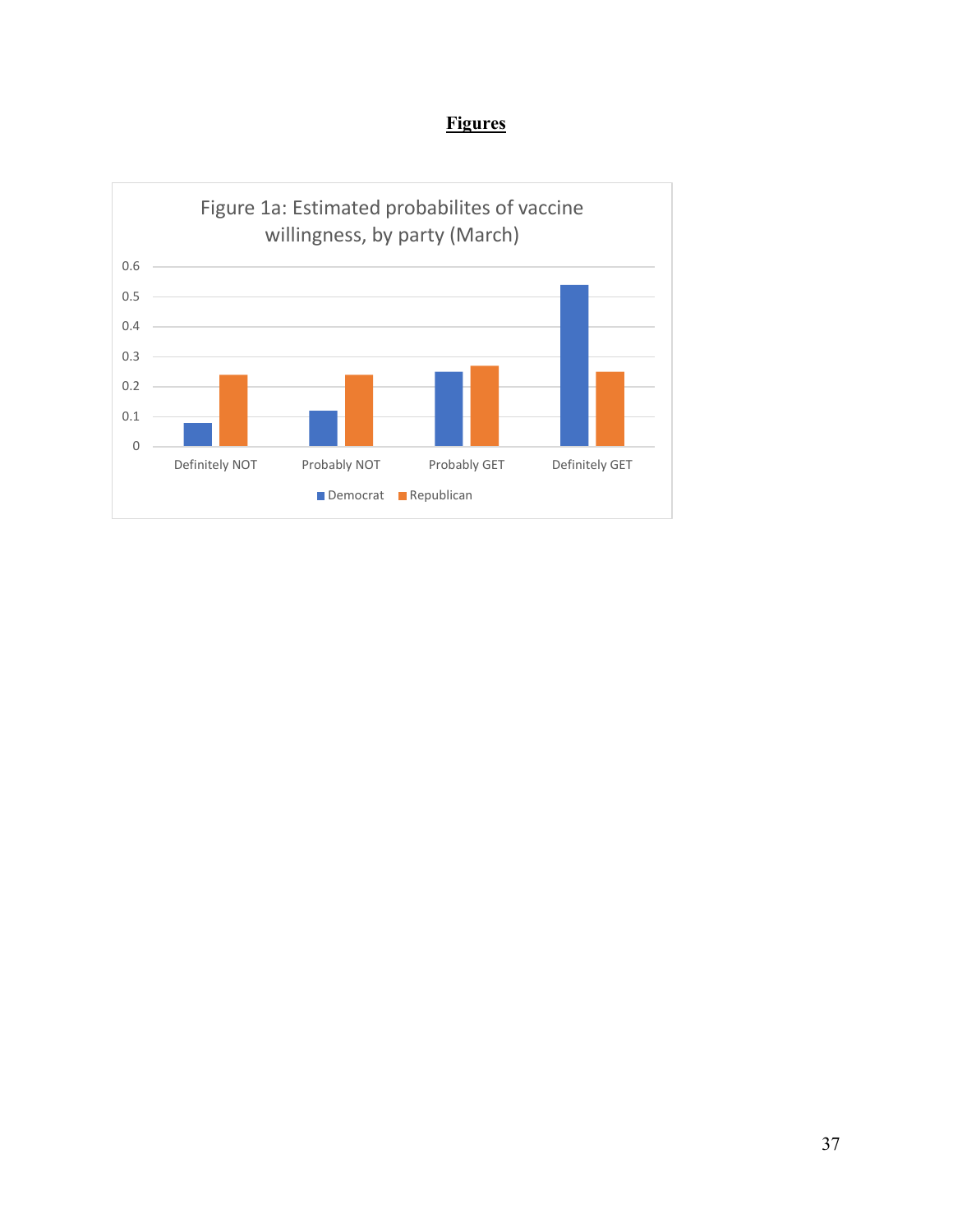# Figures

Figure 1a: Estimated probabilites of vaccine willingness, by party (March)

| | Democrat | Republican |
|---|---|---|
| Definitely NOT | 0.08 | 0.24 |
| Probably NOT | 0.12 | 0.24 |
| Probably GET | 0.25 | 0.27 |
| Definitely GET | 0.54 | 0.25 |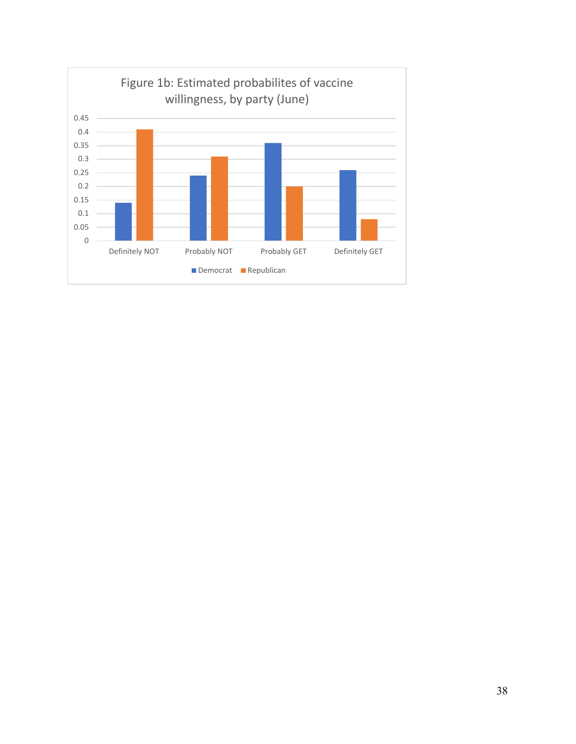Figure 1b: Estimated probabilites of vaccine willingness, by party (June)

| | Democrat | Republican |
|---|---|---|
| Definitely NOT | 0.14 | 0.41 |
| Probably NOT | 0.24 | 0.31 |
| Probably GET | 0.36 | 0.20 |
| Definitely GET | 0.26 | 0.08 |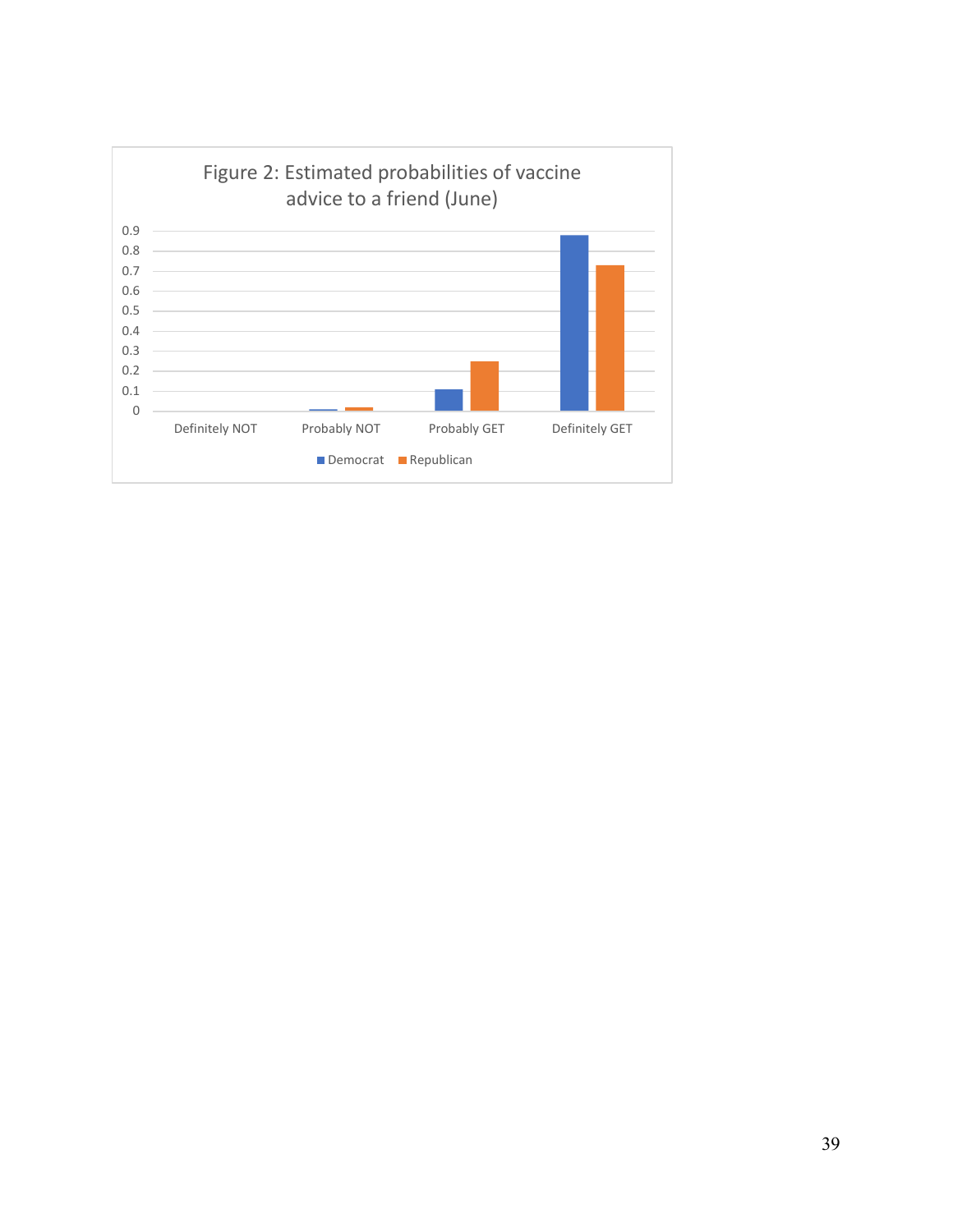Figure 2: Estimated probabilities of vaccine advice to a friend (June)

| | Definitely NOT | Probably NOT | Probably GET | Definitely GET |
|---|---|---|---|---|
| Democrat | 0 | 0.01 | 0.11 | 0.88 |
| Republican | 0 | 0.02 | 0.25 | 0.73 |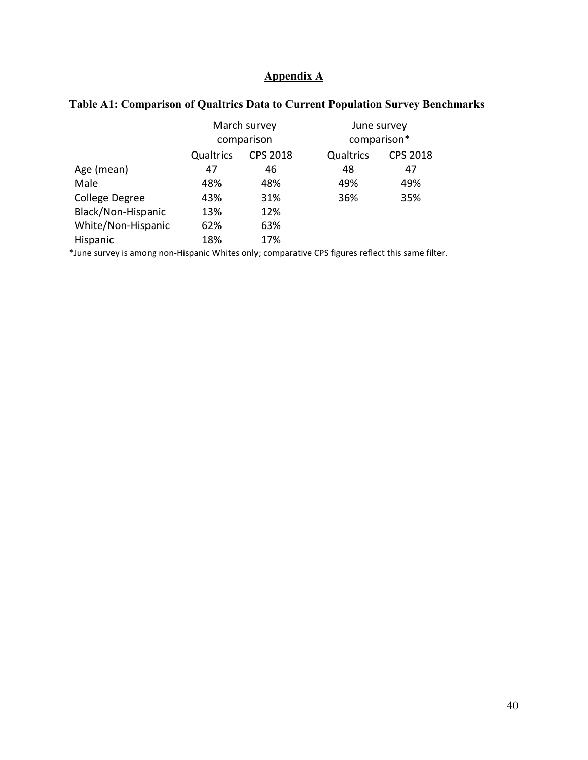# Appendix A

**Table A1: Comparison of Qualtrics Data to Current Population Survey Benchmarks**

| | March survey comparison | | June survey comparison* | |
|---|---|---|---|---|
| | Qualtrics | CPS 2018 | Qualtrics | CPS 2018 |
| Age (mean) | 47 | 46 | 48 | 47 |
| Male | 48% | 48% | 49% | 49% |
| College Degree | 43% | 31% | 36% | 35% |
| Black/Non-Hispanic | 13% | 12% | | |
| White/Non-Hispanic | 62% | 63% | | |
| Hispanic | 18% | 17% | | |

*June survey is among non-Hispanic Whites only; comparative CPS figures reflect this same filter.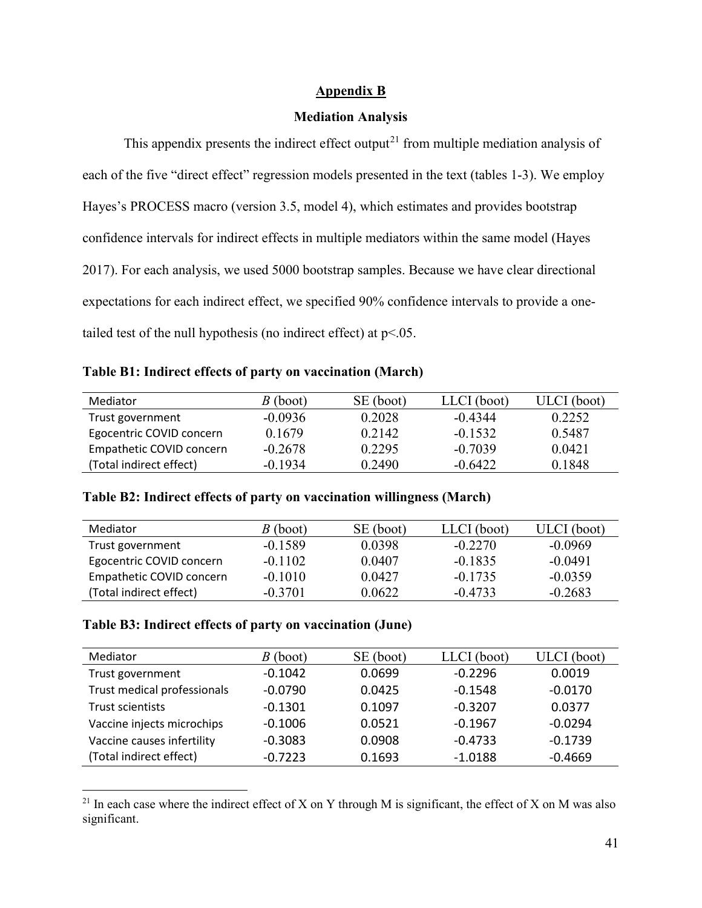## Appendix B

### Mediation Analysis

This appendix presents the indirect effect output[21] from multiple mediation analysis of each of the five "direct effect" regression models presented in the text (tables 1-3). We employ Hayes's PROCESS macro (version 3.5, model 4), which estimates and provides bootstrap confidence intervals for indirect effects in multiple mediators within the same model (Hayes 2017). For each analysis, we used 5000 bootstrap samples. Because we have clear directional expectations for each indirect effect, we specified 90% confidence intervals to provide a one-tailed test of the null hypothesis (no indirect effect) at $p<.05$.

**Table B1: Indirect effects of party on vaccination (March)**

| Mediator | *B* (boot) | SE (boot) | LLCI (boot) | ULCI (boot) |
|---|---|---|---|---|
| Trust government | -0.0936 | 0.2028 | -0.4344 | 0.2252 |
| Egocentric COVID concern | 0.1679 | 0.2142 | -0.1532 | 0.5487 |
| Empathetic COVID concern | -0.2678 | 0.2295 | -0.7039 | 0.0421 |
| (Total indirect effect) | -0.1934 | 0.2490 | -0.6422 | 0.1848 |

**Table B2: Indirect effects of party on vaccination willingness (March)**

| Mediator | *B* (boot) | SE (boot) | LLCI (boot) | ULCI (boot) |
|---|---|---|---|---|
| Trust government | -0.1589 | 0.0398 | -0.2270 | -0.0969 |
| Egocentric COVID concern | -0.1102 | 0.0407 | -0.1835 | -0.0491 |
| Empathetic COVID concern | -0.1010 | 0.0427 | -0.1735 | -0.0359 |
| (Total indirect effect) | -0.3701 | 0.0622 | -0.4733 | -0.2683 |

**Table B3: Indirect effects of party on vaccination (June)**

| Mediator | *B* (boot) | SE (boot) | LLCI (boot) | ULCI (boot) |
|---|---|---|---|---|
| Trust government | -0.1042 | 0.0699 | -0.2296 | 0.0019 |
| Trust medical professionals | -0.0790 | 0.0425 | -0.1548 | -0.0170 |
| Trust scientists | -0.1301 | 0.1097 | -0.3207 | 0.0377 |
| Vaccine injects microchips | -0.1006 | 0.0521 | -0.1967 | -0.0294 |
| Vaccine causes infertility | -0.3083 | 0.0908 | -0.4733 | -0.1739 |
| (Total indirect effect) | -0.7223 | 0.1693 | -1.0188 | -0.4669 |

[21] In each case where the indirect effect of X on Y through M is significant, the effect of X on M was also significant.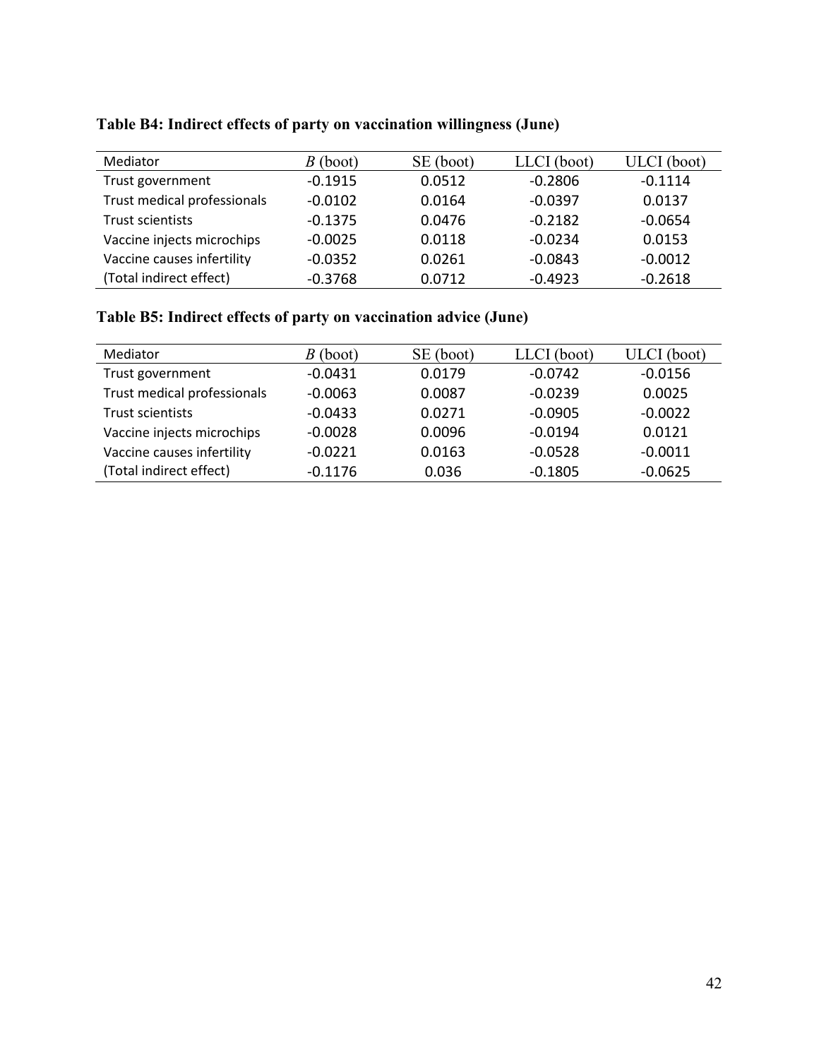**Table B4: Indirect effects of party on vaccination willingness (June)**

| Mediator | *B* (boot) | SE (boot) | LLCI (boot) | ULCI (boot) |
|---|---|---|---|---|
| Trust government | -0.1915 | 0.0512 | -0.2806 | -0.1114 |
| Trust medical professionals | -0.0102 | 0.0164 | -0.0397 | 0.0137 |
| Trust scientists | -0.1375 | 0.0476 | -0.2182 | -0.0654 |
| Vaccine injects microchips | -0.0025 | 0.0118 | -0.0234 | 0.0153 |
| Vaccine causes infertility | -0.0352 | 0.0261 | -0.0843 | -0.0012 |
| (Total indirect effect) | -0.3768 | 0.0712 | -0.4923 | -0.2618 |

**Table B5: Indirect effects of party on vaccination advice (June)**

| Mediator | *B* (boot) | SE (boot) | LLCI (boot) | ULCI (boot) |
|---|---|---|---|---|
| Trust government | -0.0431 | 0.0179 | -0.0742 | -0.0156 |
| Trust medical professionals | -0.0063 | 0.0087 | -0.0239 | 0.0025 |
| Trust scientists | -0.0433 | 0.0271 | -0.0905 | -0.0022 |
| Vaccine injects microchips | -0.0028 | 0.0096 | -0.0194 | 0.0121 |
| Vaccine causes infertility | -0.0221 | 0.0163 | -0.0528 | -0.0011 |
| (Total indirect effect) | -0.1176 | 0.036 | -0.1805 | -0.0625 |